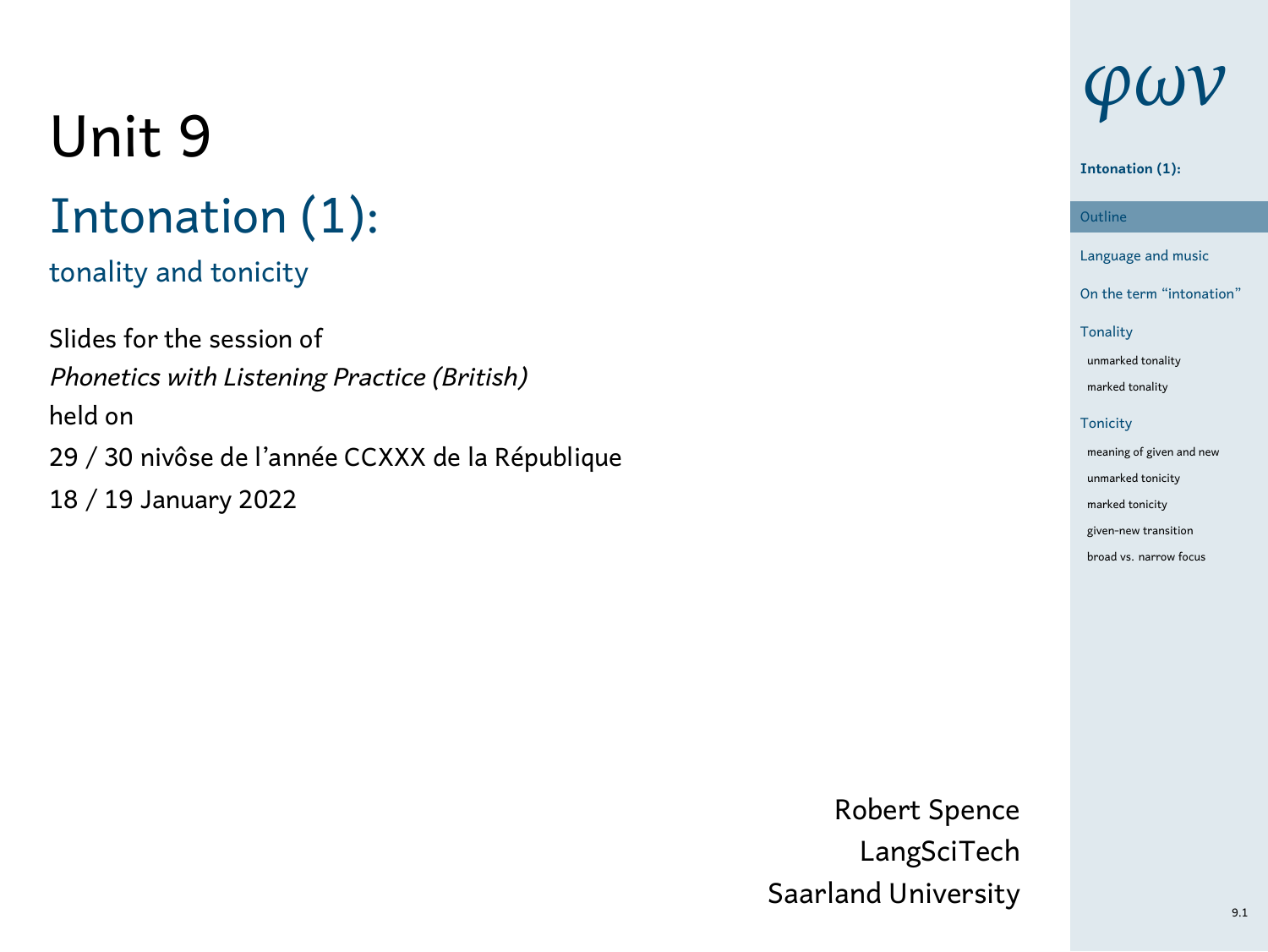# Unit 9

## Intonation (1):

### tonality and tonicity

Slides for the session of

*Phonetics with Listening Practice (British)*

held on

29 / 30 nivôse de l'année CCXXX de la République

18 / 19 January 2022

Robert Spence
LangSciTech
Saarland University

$\varphi\omega\nu$

**Intonation (1):**

- Outline
- Language and music
- On the term "intonation"
- Tonality
  - unmarked tonality
  - marked tonality
- Tonicity
  - meaning of given and new
  - unmarked tonicity
  - marked tonicity
  - given-new transition
  - broad vs. narrow focus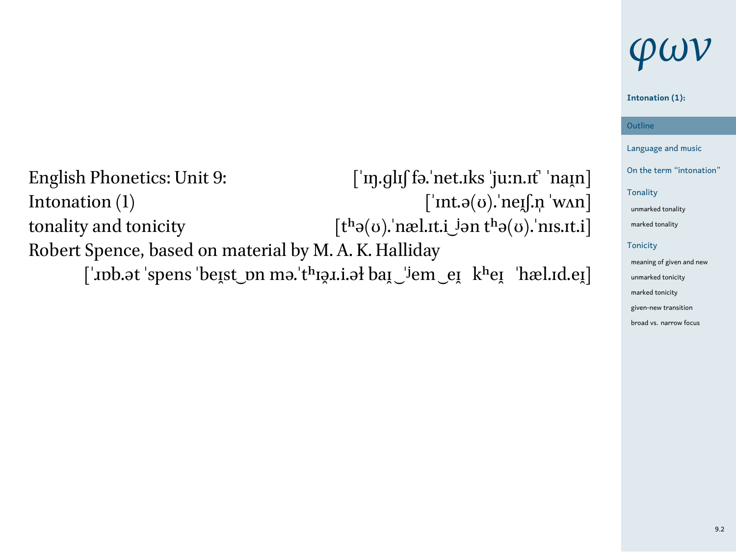English Phonetics: Unit 9: [ˈɪŋ.ɡlɪʃ fə.ˈnet.ɪks ˈjuːn.ɪt̚ ˈnaɪ̯n]

Intonation (1) [ˈɪnt.ə(ʊ).ˈneɪ̯ʃ.n̩ ˈwʌn]

tonality and tonicity [tʰə(ʊ).ˈnæl.ɪt.i‿ʲən tʰə(ʊ).ˈnɪs.ɪt.i]

Robert Spence, based on material by M. A. K. Halliday

[ˈɹɒb.ət ˈspens ˈbeɪ̯st‿ɒn mə.ˈtʰɪə̯ɹ.i.əɫ baɪ̯‿ˈʲem‿eɪ̯ kʰeɪ̯ ˈhæl.ɪd.eɪ̯]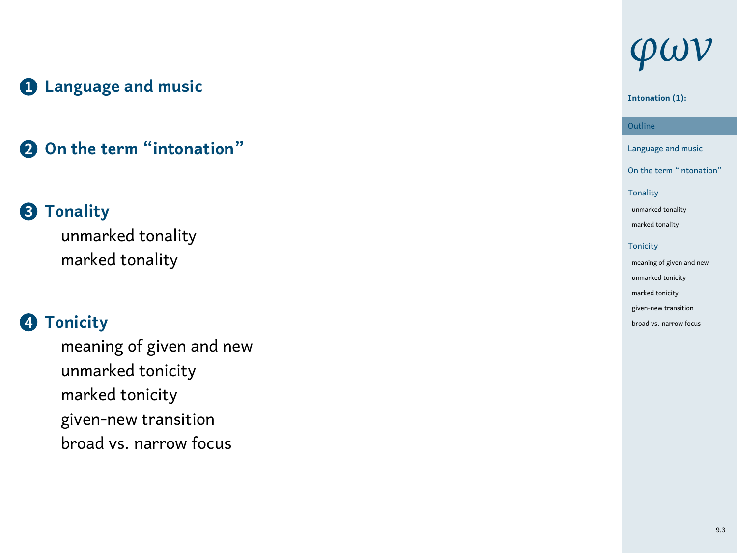1. **Language and music**

2. **On the term “intonation”**

3. **Tonality**
   - unmarked tonality
   - marked tonality

4. **Tonicity**
   - meaning of given and new
   - unmarked tonicity
   - marked tonicity
   - given-new transition
   - broad vs. narrow focus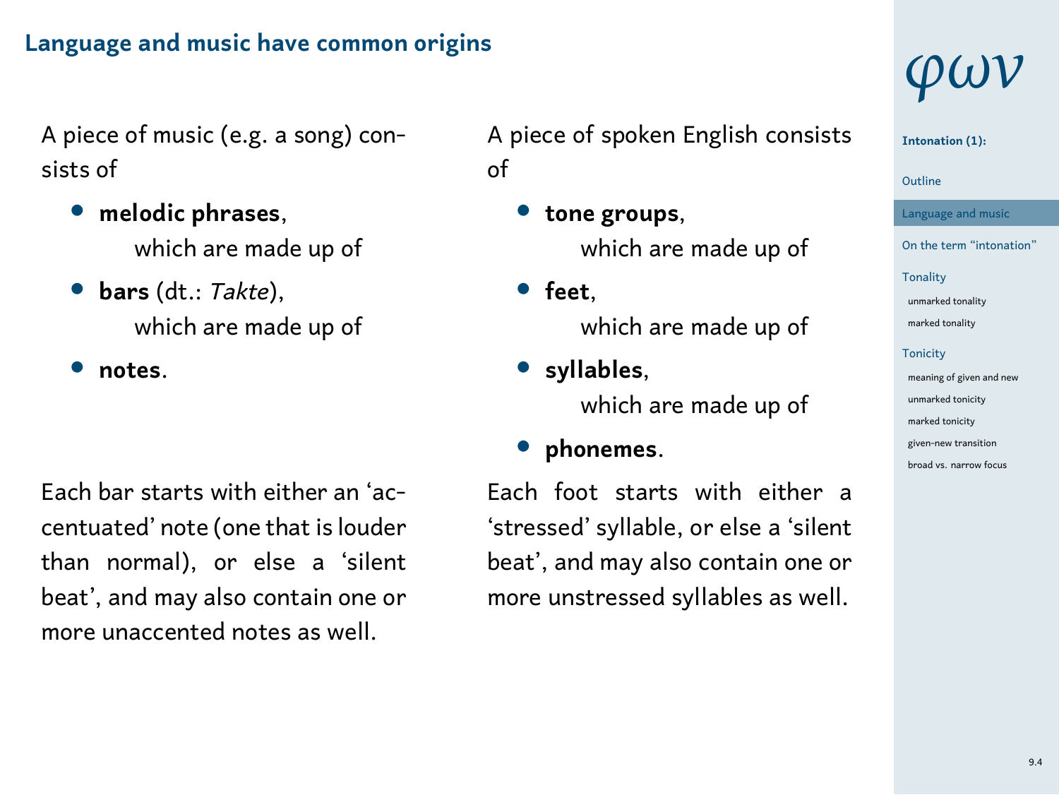## Language and music have common origins

A piece of music (e.g. a song) consists of

- **melodic phrases**,
  which are made up of
- **bars** (dt.: *Takte*),
  which are made up of
- **notes**.

Each bar starts with either an 'accentuated' note (one that is louder than normal), or else a 'silent beat', and may also contain one or more unaccented notes as well.

A piece of spoken English consists of

- **tone groups**,
  which are made up of
- **feet**,
  which are made up of
- **syllables**,
  which are made up of
- **phonemes**.

Each foot starts with either a 'stressed' syllable, or else a 'silent beat', and may also contain one or more unstressed syllables as well.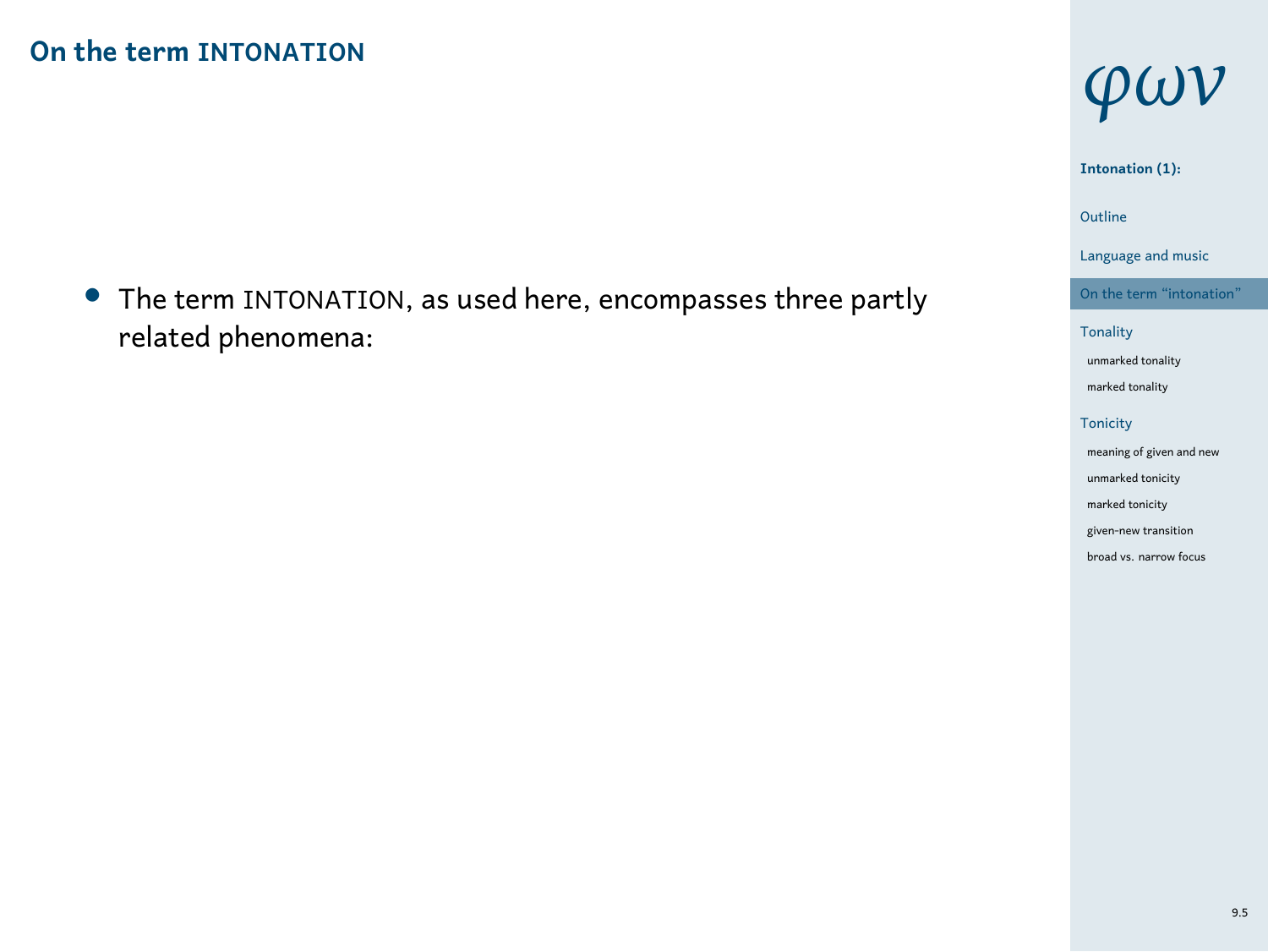## On the term INTONATION

- The term INTONATION, as used here, encompasses three partly related phenomena: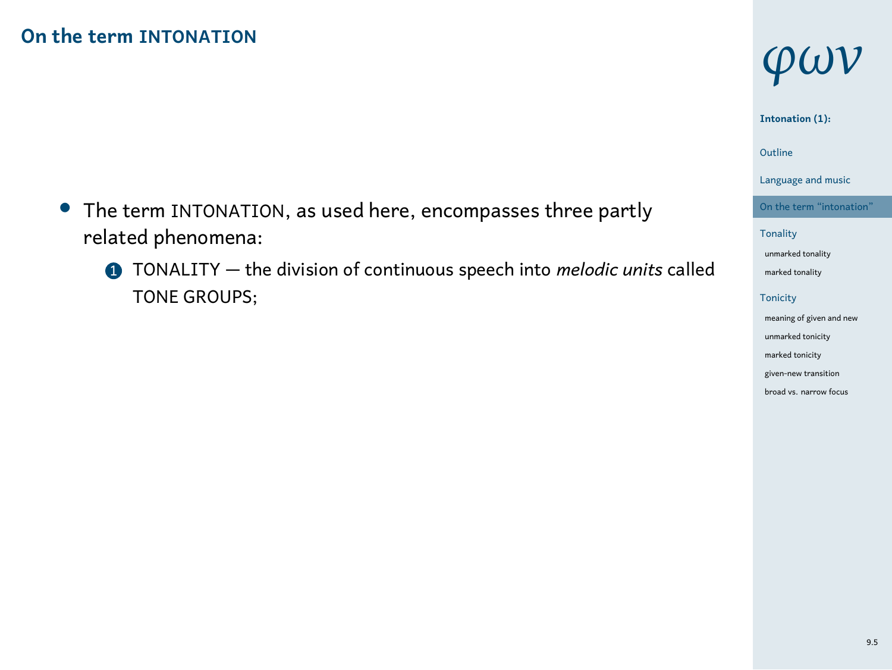## On the term INTONATION

- The term INTONATION, as used here, encompasses three partly related phenomena:
  1. TONALITY — the division of continuous speech into *melodic units* called TONE GROUPS;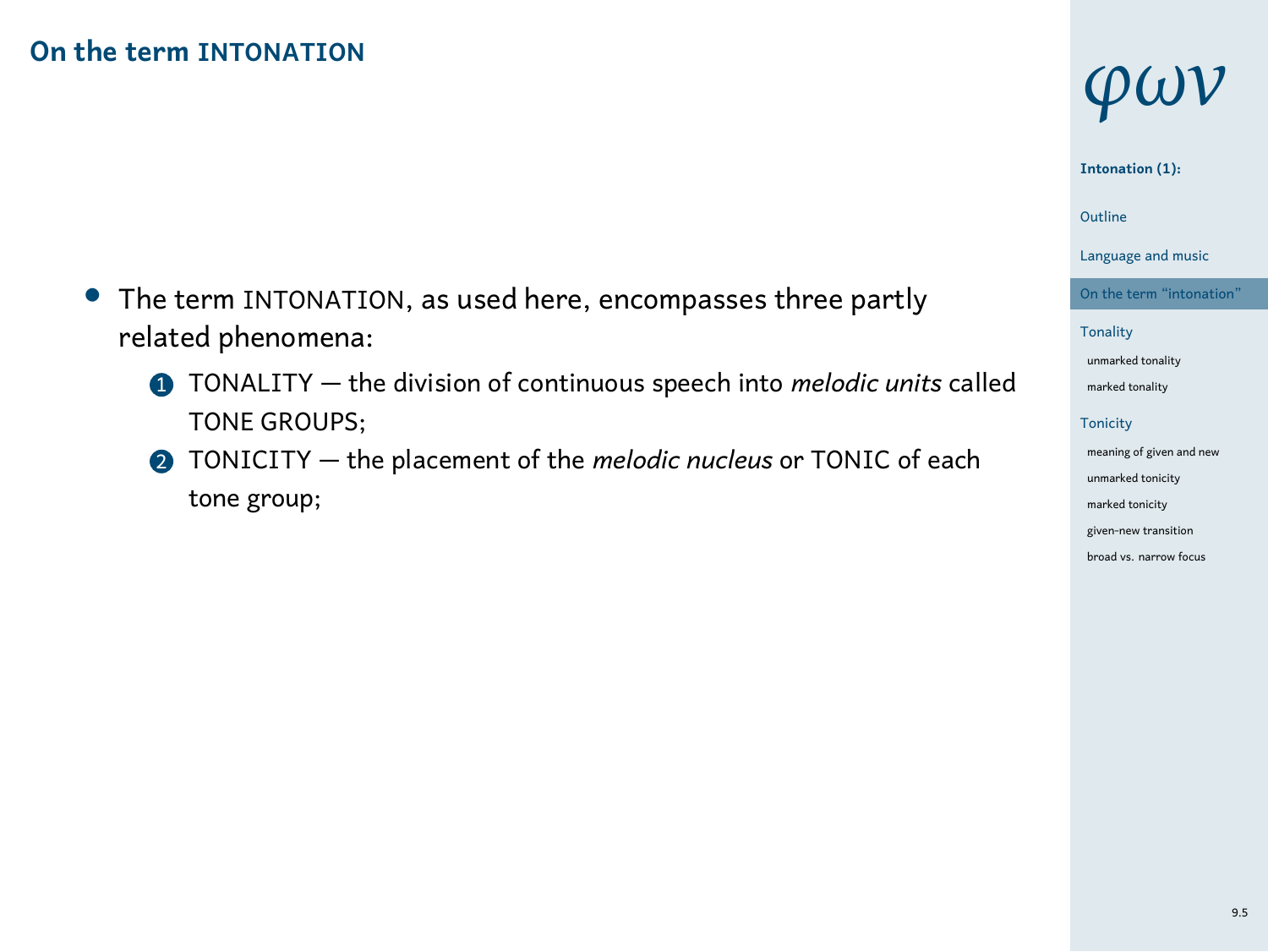## On the term INTONATION

- The term INTONATION, as used here, encompasses three partly related phenomena:
  1. TONALITY — the division of continuous speech into *melodic units* called TONE GROUPS;
  2. TONICITY — the placement of the *melodic nucleus* or TONIC of each tone group;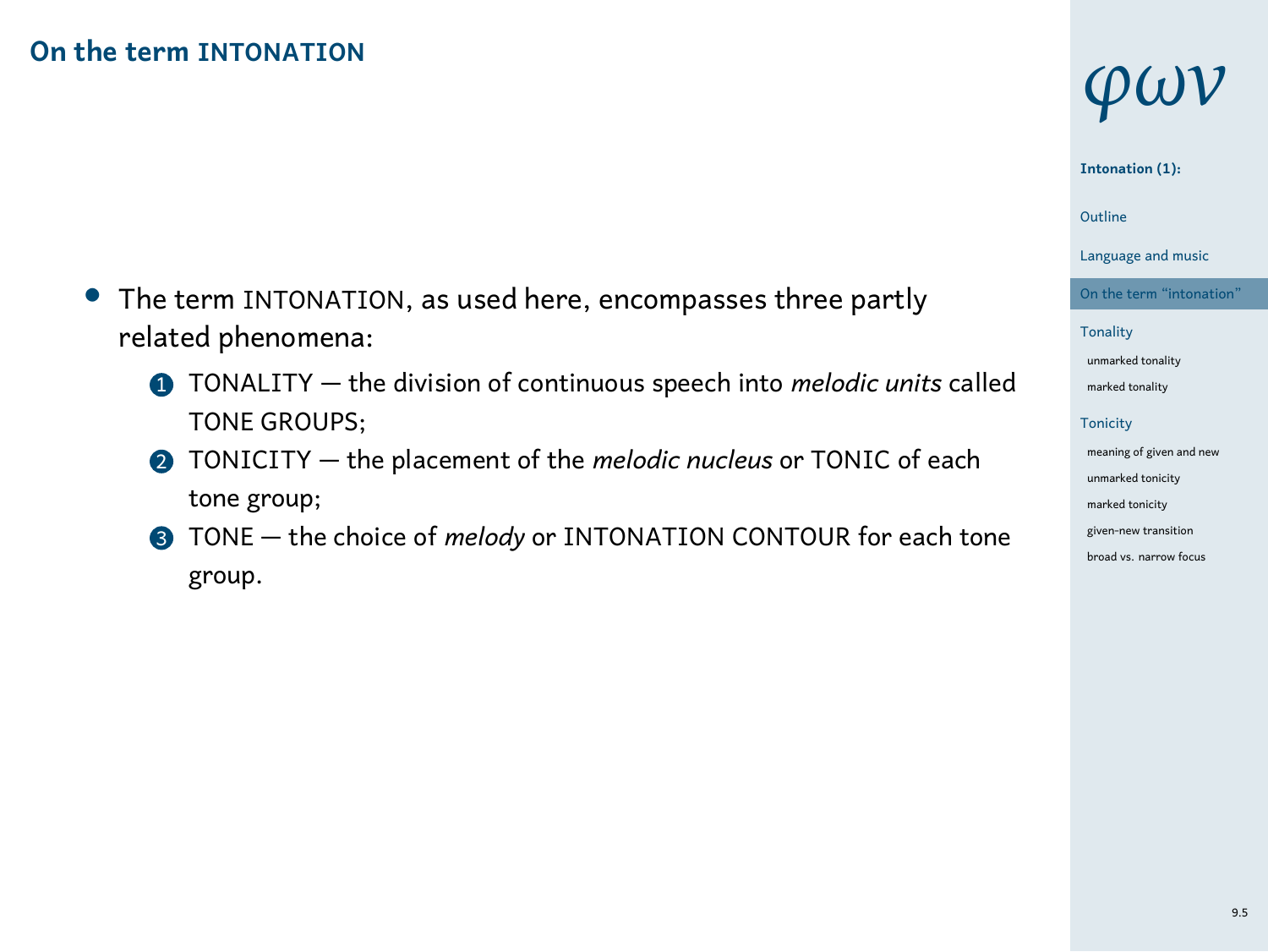## On the term INTONATION

- The term INTONATION, as used here, encompasses three partly related phenomena:
  1. TONALITY — the division of continuous speech into *melodic units* called TONE GROUPS;
  2. TONICITY — the placement of the *melodic nucleus* or TONIC of each tone group;
  3. TONE — the choice of *melody* or INTONATION CONTOUR for each tone group.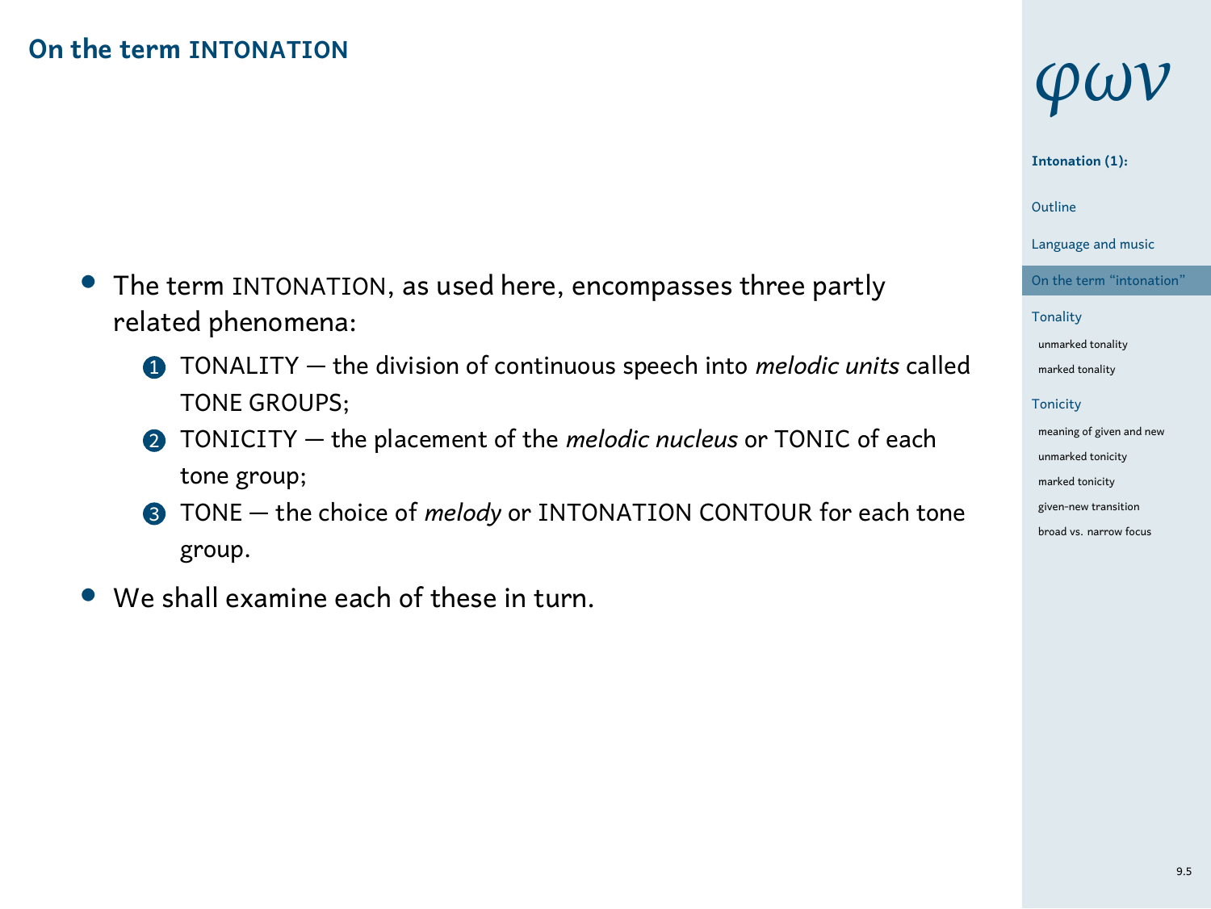## On the term INTONATION

- The term INTONATION, as used here, encompasses three partly related phenomena:
  1. TONALITY — the division of continuous speech into *melodic units* called TONE GROUPS;
  2. TONICITY — the placement of the *melodic nucleus* or TONIC of each tone group;
  3. TONE — the choice of *melody* or INTONATION CONTOUR for each tone group.
- We shall examine each of these in turn.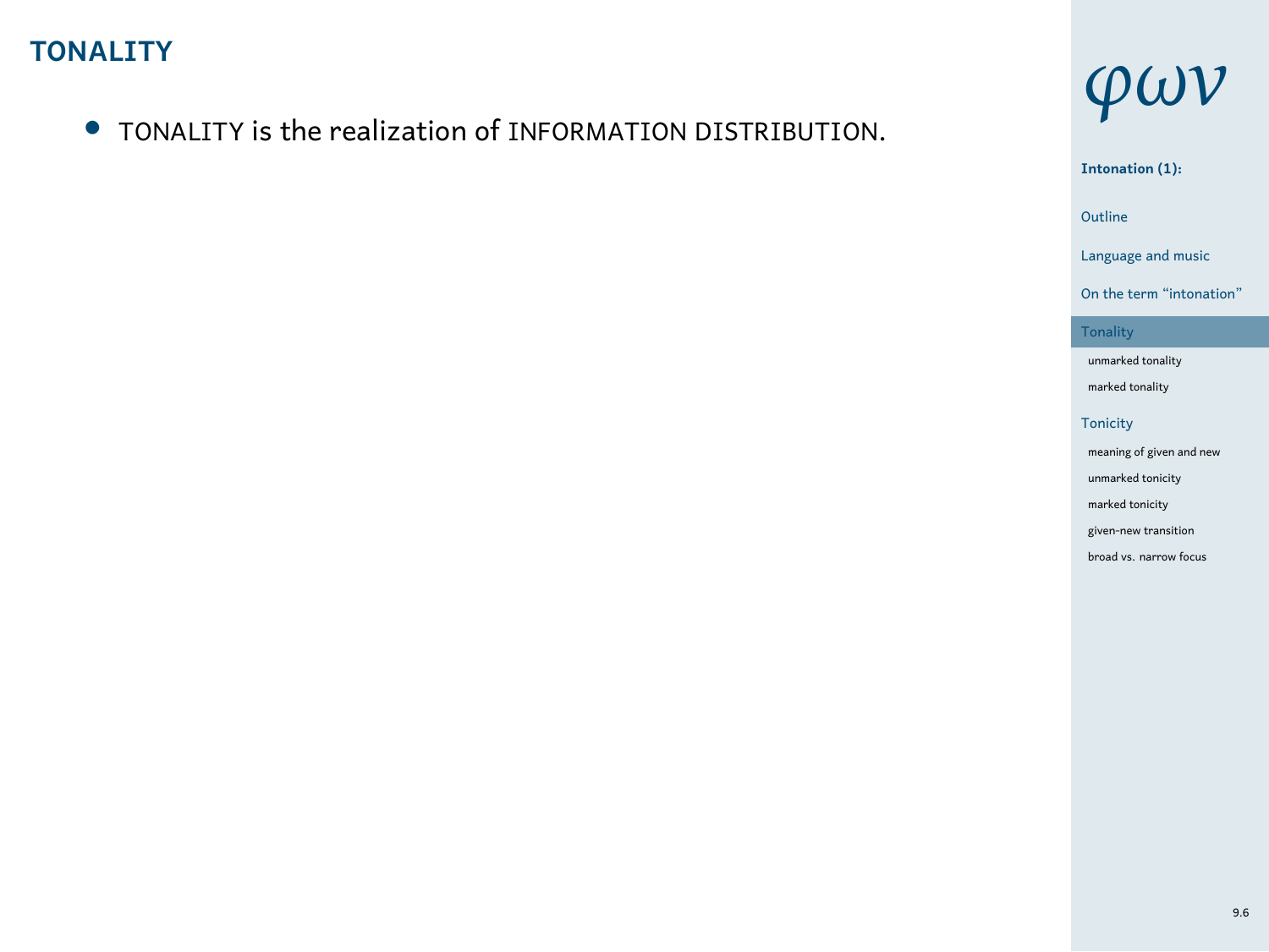# TONALITY

- TONALITY is the realization of INFORMATION DISTRIBUTION.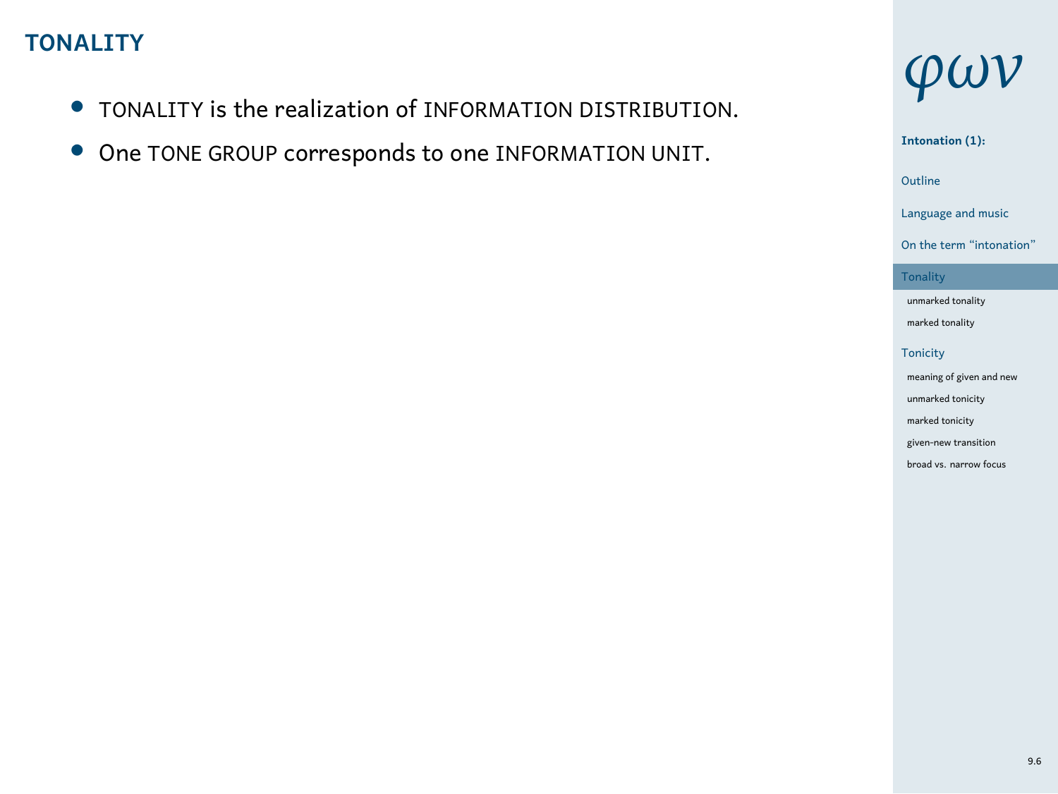## TONALITY

- TONALITY is the realization of INFORMATION DISTRIBUTION.
- One TONE GROUP corresponds to one INFORMATION UNIT.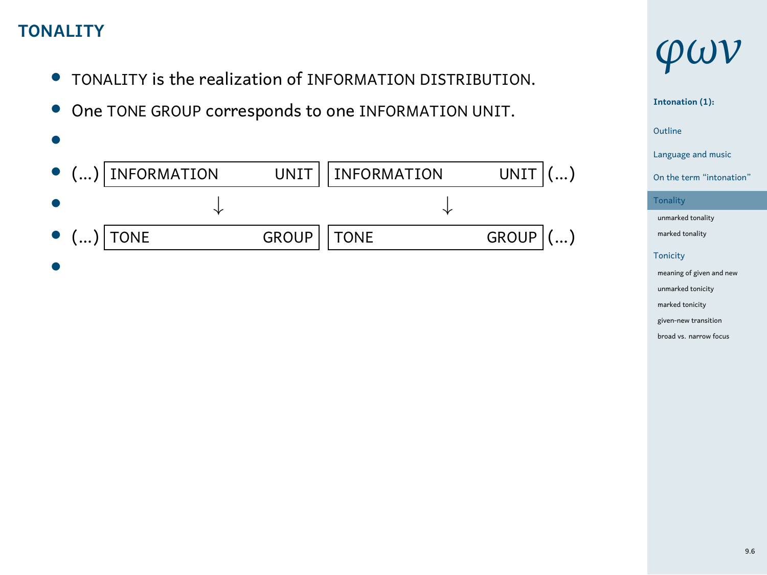## TONALITY

- TONALITY is the realization of INFORMATION DISTRIBUTION.
- One TONE GROUP corresponds to one INFORMATION UNIT.
- (...) | INFORMATION UNIT | INFORMATION UNIT | (...)
- ↓ ↓
- (...) | TONE GROUP | TONE GROUP | (...)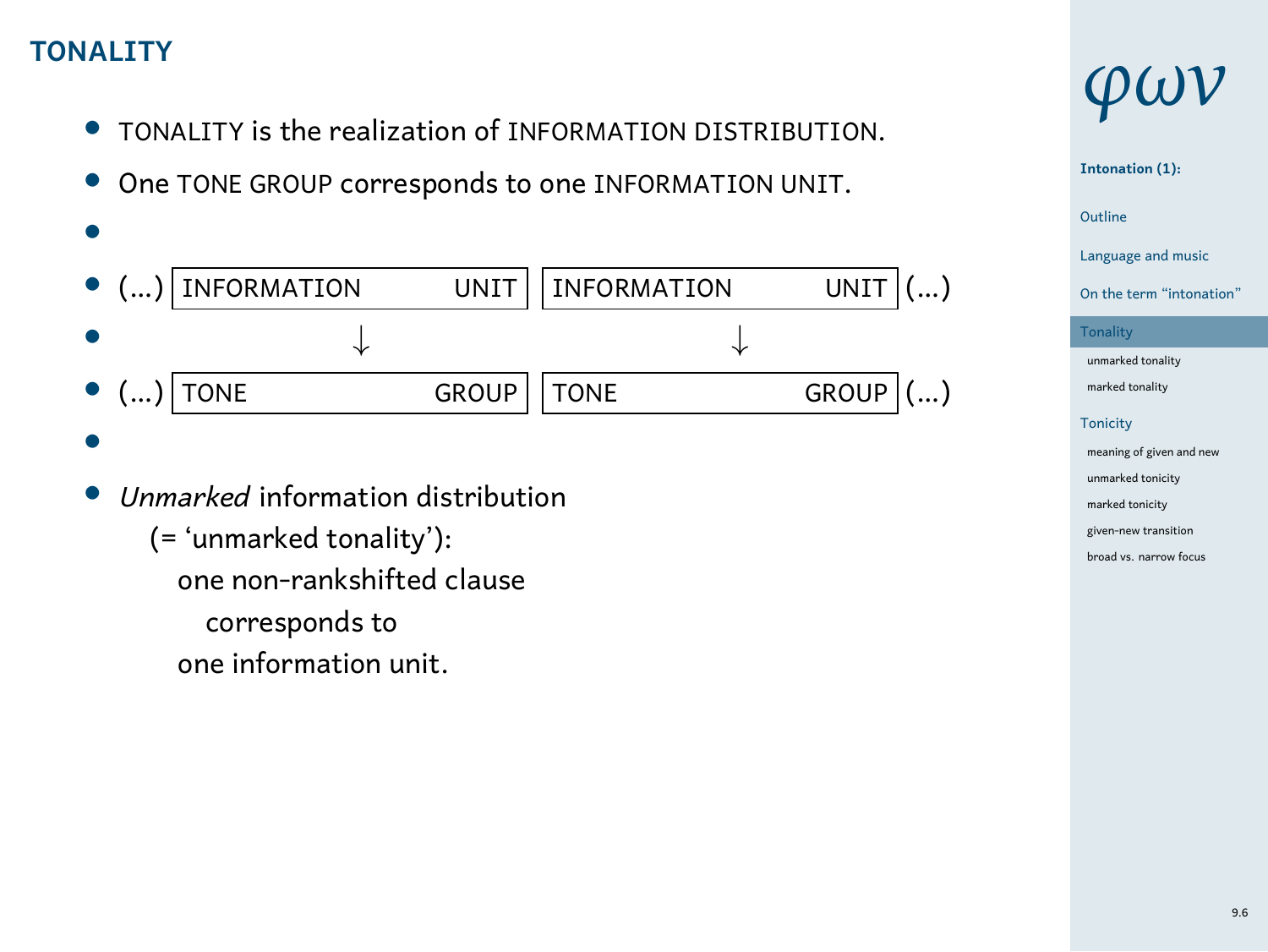## TONALITY

- TONALITY is the realization of INFORMATION DISTRIBUTION.
- One TONE GROUP corresponds to one INFORMATION UNIT.

| (...) | INFORMATION UNIT | INFORMATION UNIT | (...) |
|---|---|---|---|
| | ↓ | ↓ | |
| (...) | TONE GROUP | TONE GROUP | (...) |

- *Unmarked* information distribution
  (= ‘unmarked tonality’):
  one non-rankshifted clause
  corresponds to
  one information unit.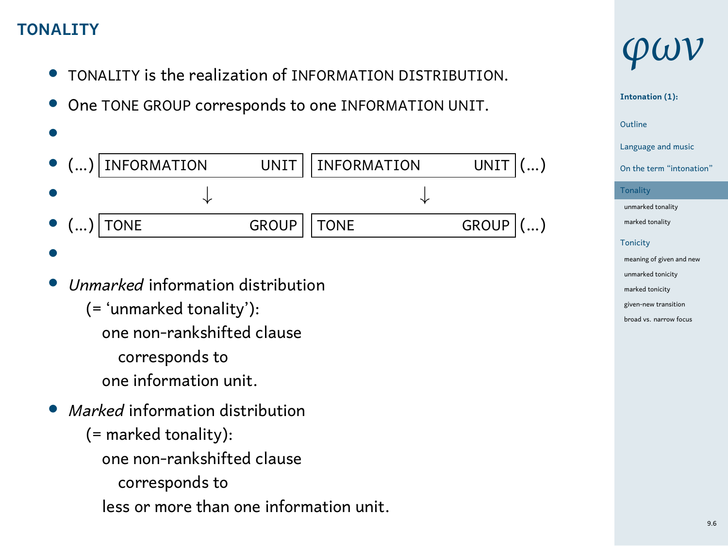## TONALITY

- TONALITY is the realization of INFORMATION DISTRIBUTION.
- One TONE GROUP corresponds to one INFORMATION UNIT.

| (...) | INFORMATION UNIT | INFORMATION UNIT | (...) |
|---|---|---|---|
| | ↓ | ↓ | |
| (...) | TONE GROUP | TONE GROUP | (...) |

- *Unmarked* information distribution
  (= ‘unmarked tonality’):
  one non-rankshifted clause
  corresponds to
  one information unit.
- *Marked* information distribution
  (= marked tonality):
  one non-rankshifted clause
  corresponds to
  less or more than one information unit.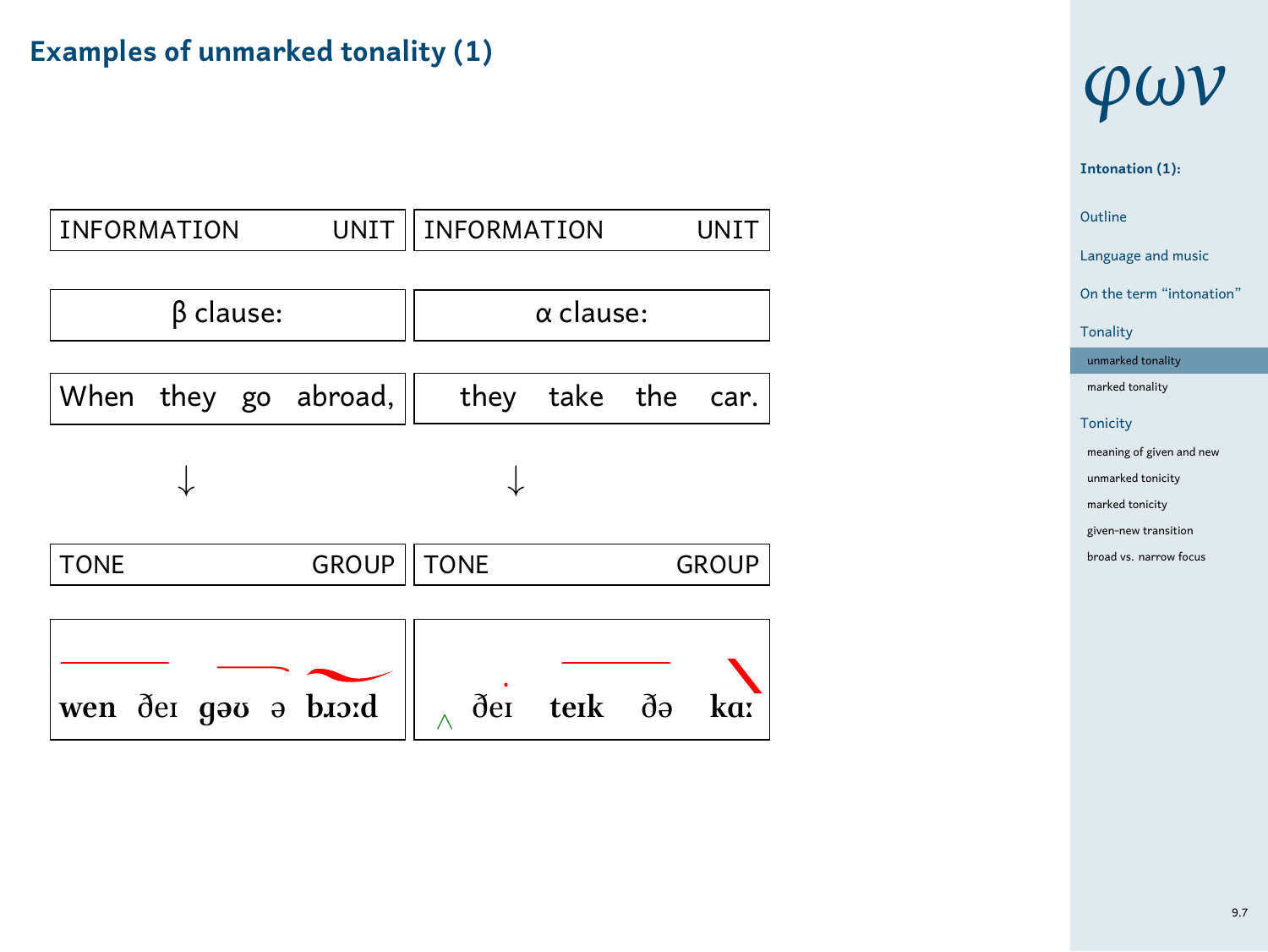## Examples of unmarked tonality (1)

| INFORMATION UNIT | INFORMATION UNIT |
|---|---|
| β clause: | α clause: |
| When they go abroad, | they take the car. |
| ↓ | ↓ |
| TONE GROUP | TONE GROUP |
| **wen** ðeɪ **gəʊ** ə **bɹɔːd** | ‸ ðeɪ **teɪk** ðə **kɑː** |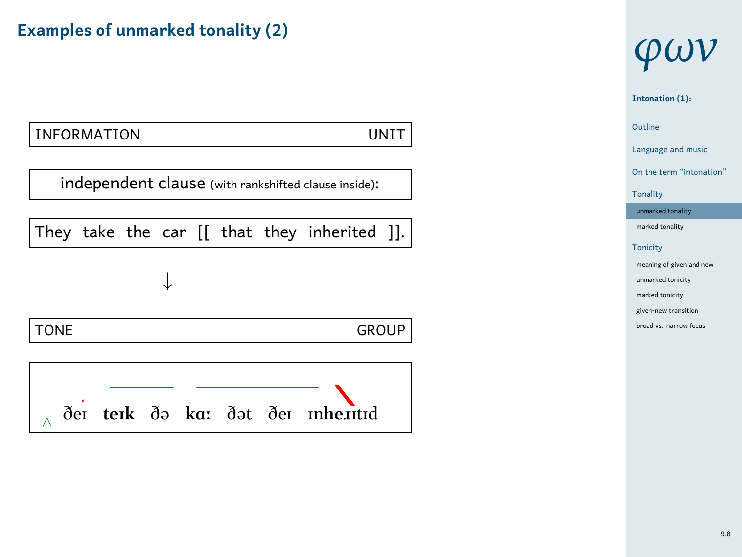# Examples of unmarked tonality (2)

| INFORMATION UNIT |
|---|

| independent clause (with rankshifted clause inside): |
|---|

| They take the car [[ that they inherited ]]. |
|---|

↓

| TONE GROUP |
|---|

| ‸ ðeɪ **teɪk** ðə **kɑː** ðət ðeɪ ɪn**he**ɹɪtɪd |
|---|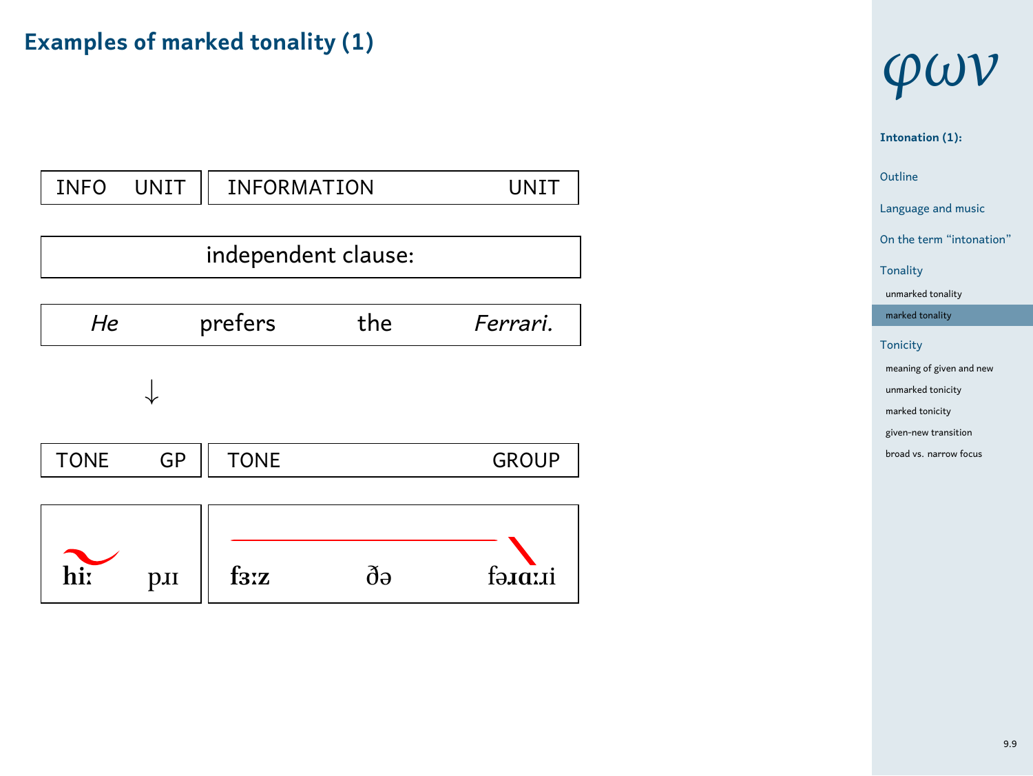# Examples of marked tonality (1)

| INFO UNIT | INFORMATION UNIT | | |
|---|---|---|---|
| independent clause: | | | |
| *He* | prefers | the | *Ferrari.* |

↓

| TONE GP | TONE GROUP | | |
|---|---|---|---|
| **hiː** | **pɹɪ** **fɜːz** | ðə | fəɹ**ɑː**ɹi |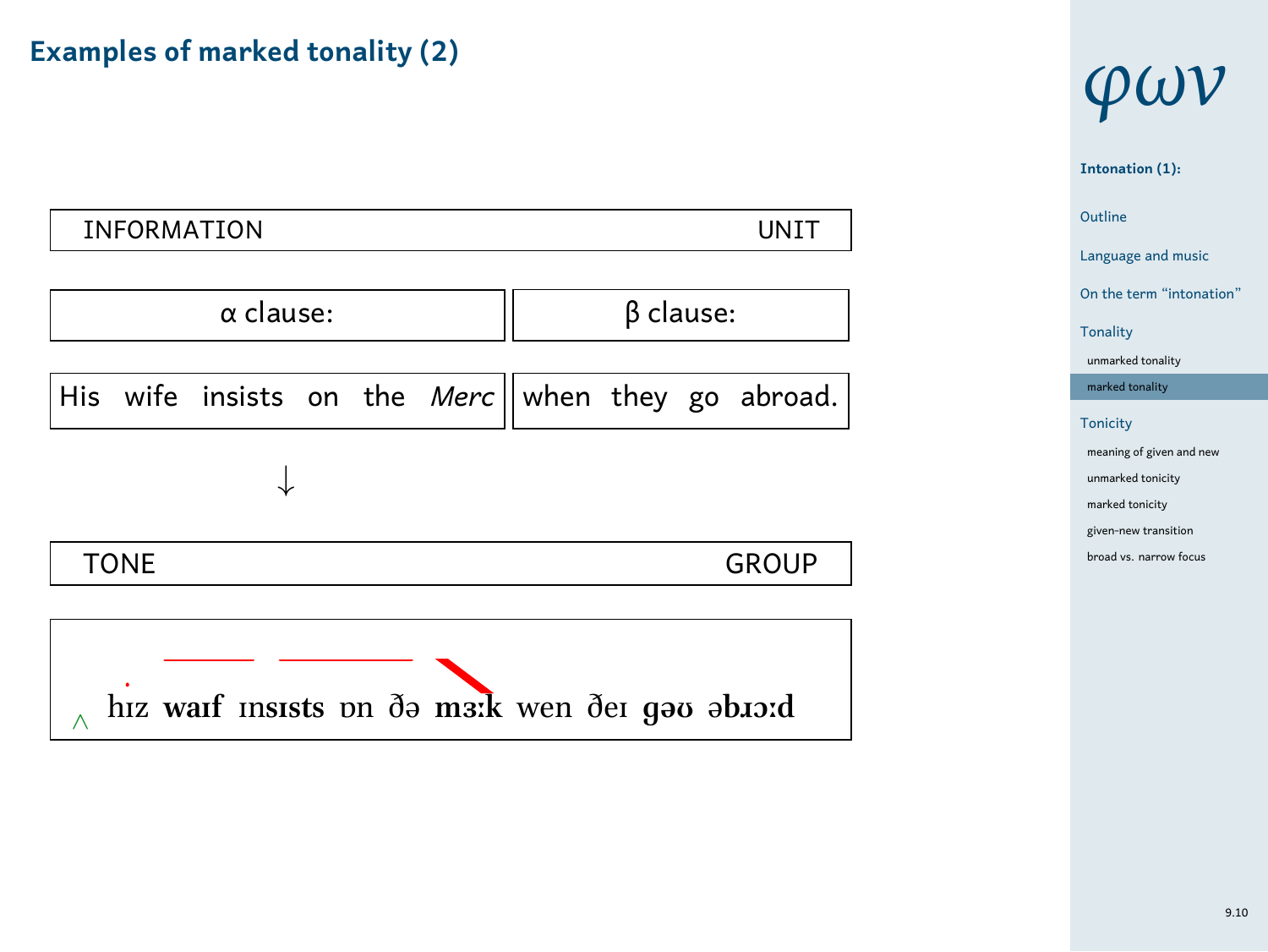# Examples of marked tonality (2)

| INFORMATION UNIT | |
|---|---|
| α clause: | β clause: |
| His wife insists on the *Merc* | when they go abroad. |

↓

| TONE GROUP |
|---|
| ‸ hɪz **waɪf** **ɪnsɪsts** ɒn ðə **mɜːk** wen ðeɪ **gəʊ** **əbɹɔːd** |

**Intonation (1):**

- Outline
- Language and music
- On the term "intonation"
- Tonality
  - unmarked tonality
  - marked tonality
- Tonicity
  - meaning of given and new
  - unmarked tonicity
  - marked tonicity
  - given-new transition
  - broad vs. narrow focus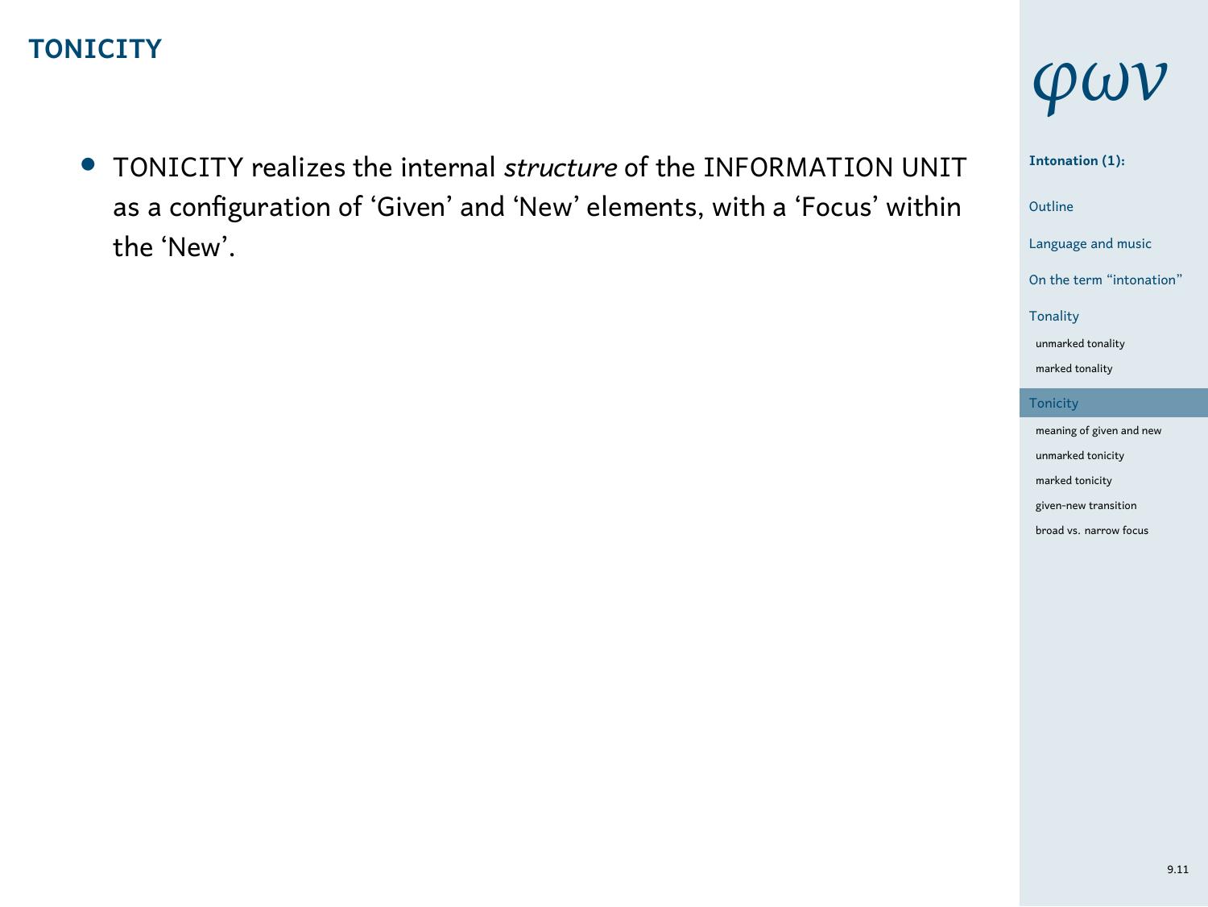# TONICITY

- TONICITY realizes the internal *structure* of the INFORMATION UNIT as a configuration of 'Given' and 'New' elements, with a 'Focus' within the 'New'.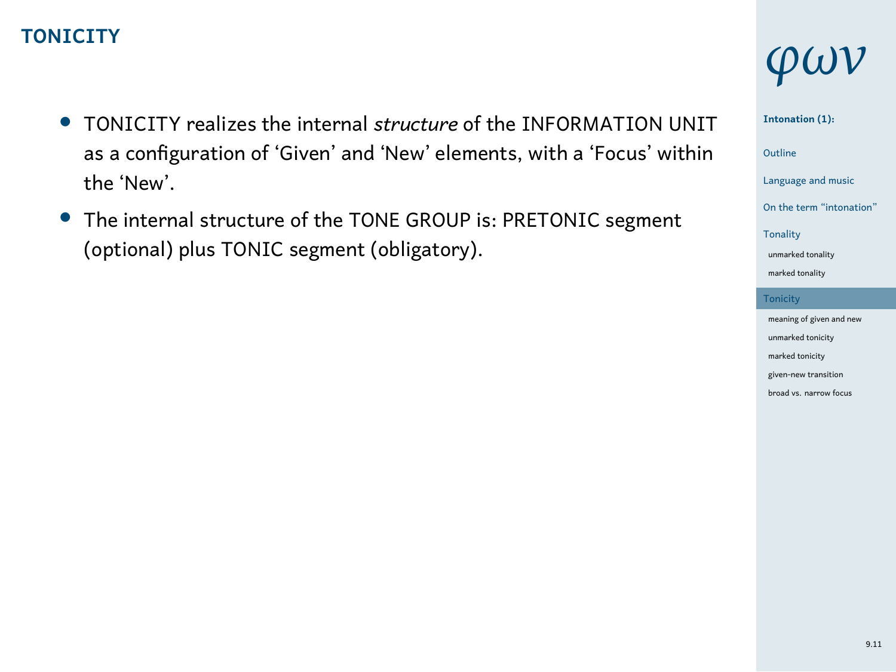## TONICITY

- TONICITY realizes the internal *structure* of the INFORMATION UNIT as a configuration of ‘Given’ and ‘New’ elements, with a ‘Focus’ within the ‘New’.
- The internal structure of the TONE GROUP is: PRETONIC segment (optional) plus TONIC segment (obligatory).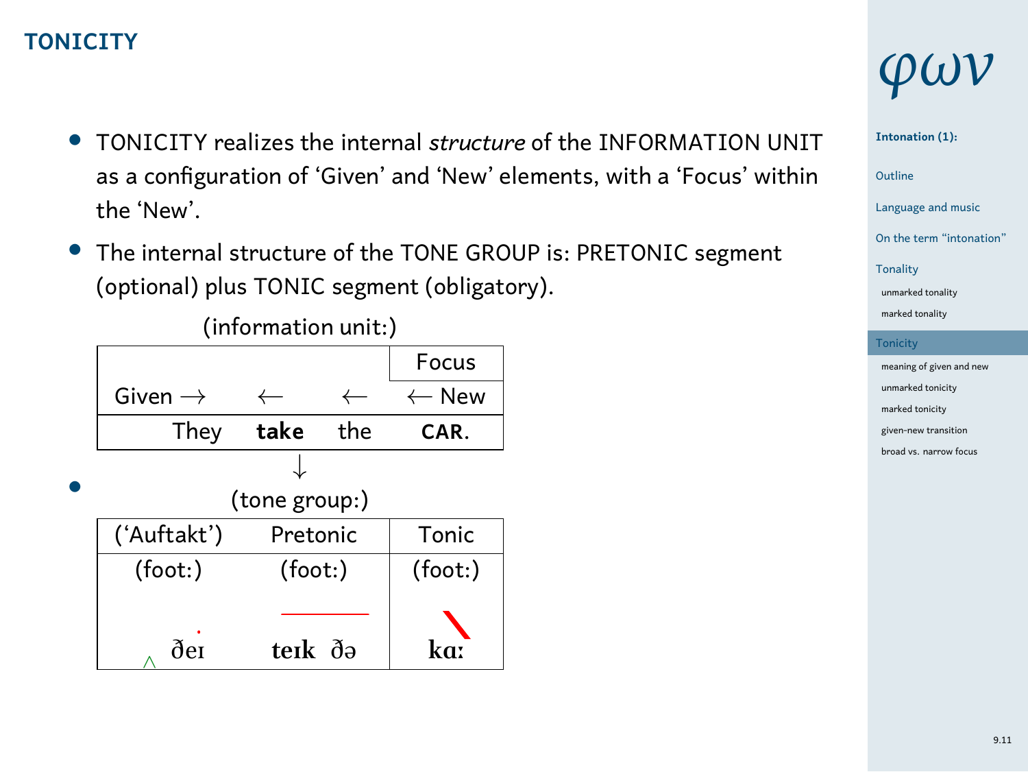## TONICITY

- TONICITY realizes the internal *structure* of the INFORMATION UNIT as a configuration of 'Given' and 'New' elements, with a 'Focus' within the 'New'.
- The internal structure of the TONE GROUP is: PRETONIC segment (optional) plus TONIC segment (obligatory).

(information unit:)

| | | | Focus |
|---|---|---|---|
| Given → | ← | ← | ← New |
| They | **take** | the | **CAR**. |

↓

- (tone group:)

| ('Auftakt') | Pretonic | Tonic |
|---|---|---|
| (foot:) | (foot:) | (foot:) |
| ‸ ðeɪ | **teɪk** ðə | **kɑː** |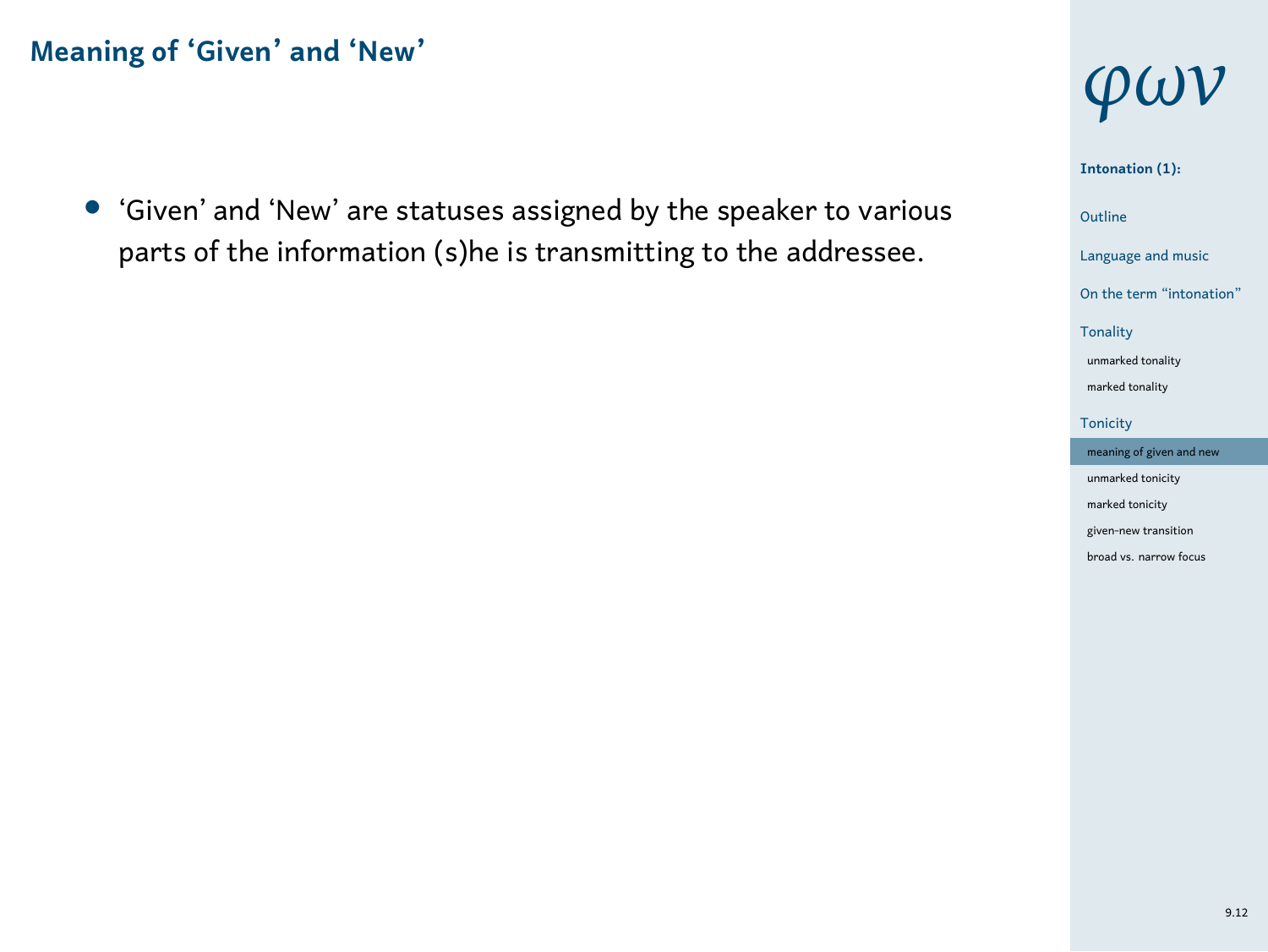## Meaning of 'Given' and 'New'

- 'Given' and 'New' are statuses assigned by the speaker to various parts of the information (s)he is transmitting to the addressee.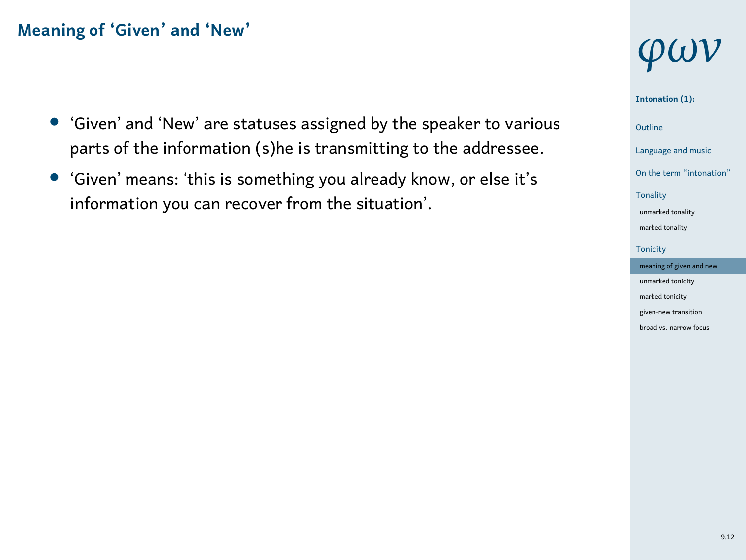## Meaning of 'Given' and 'New'

- 'Given' and 'New' are statuses assigned by the speaker to various parts of the information (s)he is transmitting to the addressee.
- 'Given' means: 'this is something you already know, or else it's information you can recover from the situation'.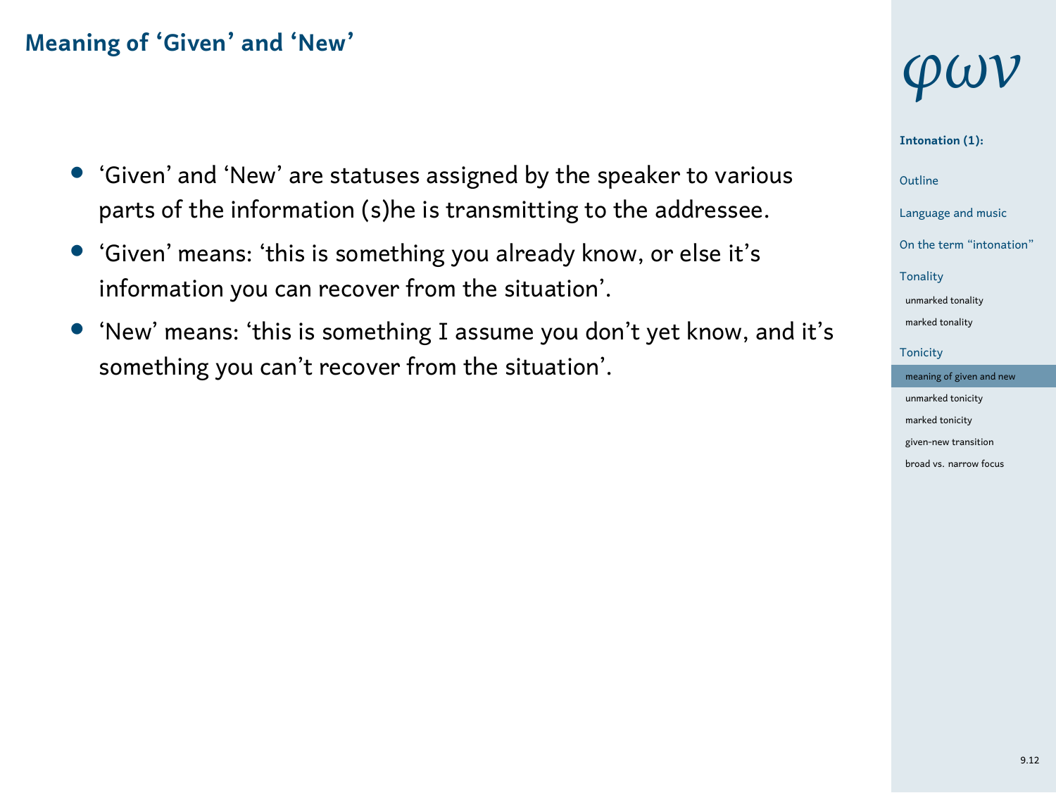## Meaning of 'Given' and 'New'

- 'Given' and 'New' are statuses assigned by the speaker to various parts of the information (s)he is transmitting to the addressee.
- 'Given' means: 'this is something you already know, or else it's information you can recover from the situation'.
- 'New' means: 'this is something I assume you don't yet know, and it's something you can't recover from the situation'.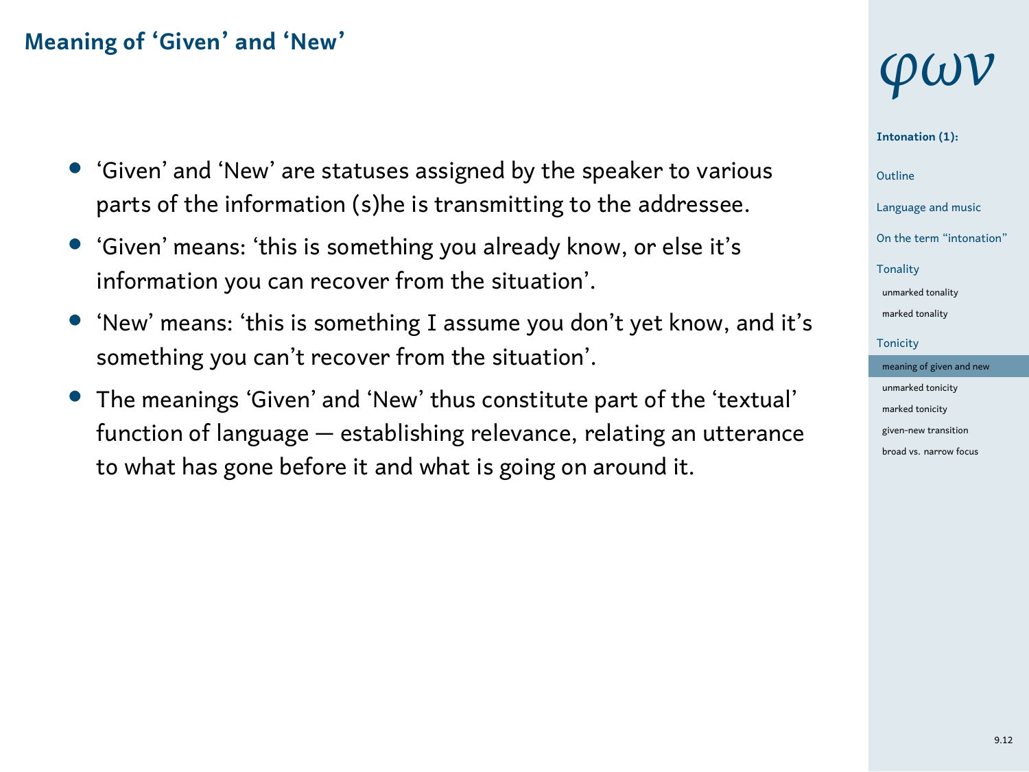## Meaning of 'Given' and 'New'

- 'Given' and 'New' are statuses assigned by the speaker to various parts of the information (s)he is transmitting to the addressee.
- 'Given' means: 'this is something you already know, or else it's information you can recover from the situation'.
- 'New' means: 'this is something I assume you don't yet know, and it's something you can't recover from the situation'.
- The meanings 'Given' and 'New' thus constitute part of the 'textual' function of language — establishing relevance, relating an utterance to what has gone before it and what is going on around it.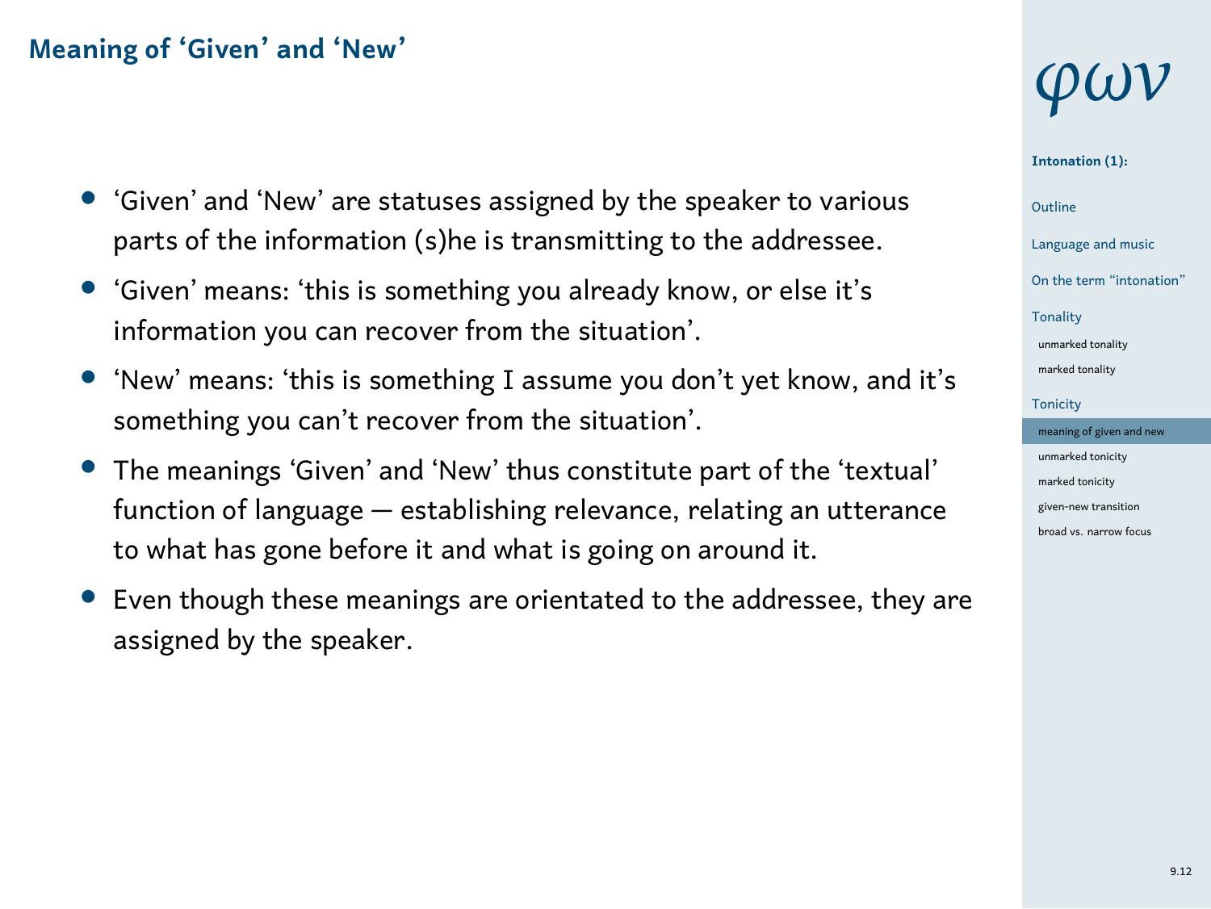## Meaning of 'Given' and 'New'

- 'Given' and 'New' are statuses assigned by the speaker to various parts of the information (s)he is transmitting to the addressee.
- 'Given' means: 'this is something you already know, or else it's information you can recover from the situation'.
- 'New' means: 'this is something I assume you don't yet know, and it's something you can't recover from the situation'.
- The meanings 'Given' and 'New' thus constitute part of the 'textual' function of language — establishing relevance, relating an utterance to what has gone before it and what is going on around it.
- Even though these meanings are orientated to the addressee, they are assigned by the speaker.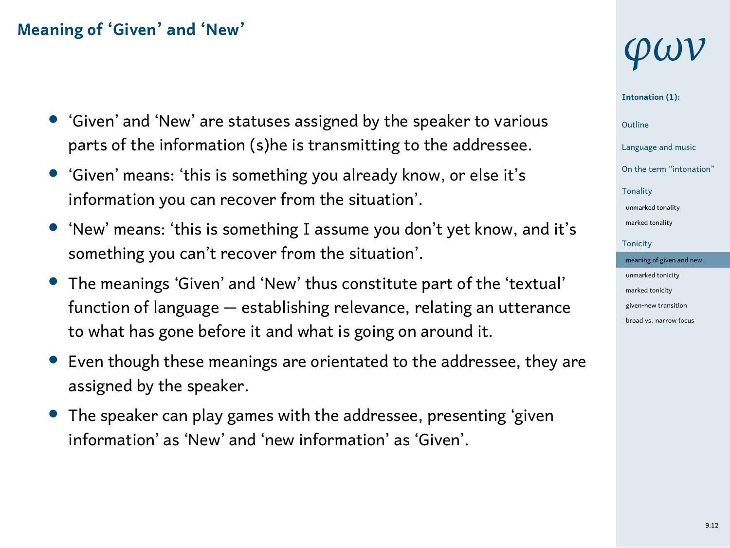## Meaning of 'Given' and 'New'

- 'Given' and 'New' are statuses assigned by the speaker to various parts of the information (s)he is transmitting to the addressee.
- 'Given' means: 'this is something you already know, or else it's information you can recover from the situation'.
- 'New' means: 'this is something I assume you don't yet know, and it's something you can't recover from the situation'.
- The meanings 'Given' and 'New' thus constitute part of the 'textual' function of language — establishing relevance, relating an utterance to what has gone before it and what is going on around it.
- Even though these meanings are orientated to the addressee, they are assigned by the speaker.
- The speaker can play games with the addressee, presenting 'given information' as 'New' and 'new information' as 'Given'.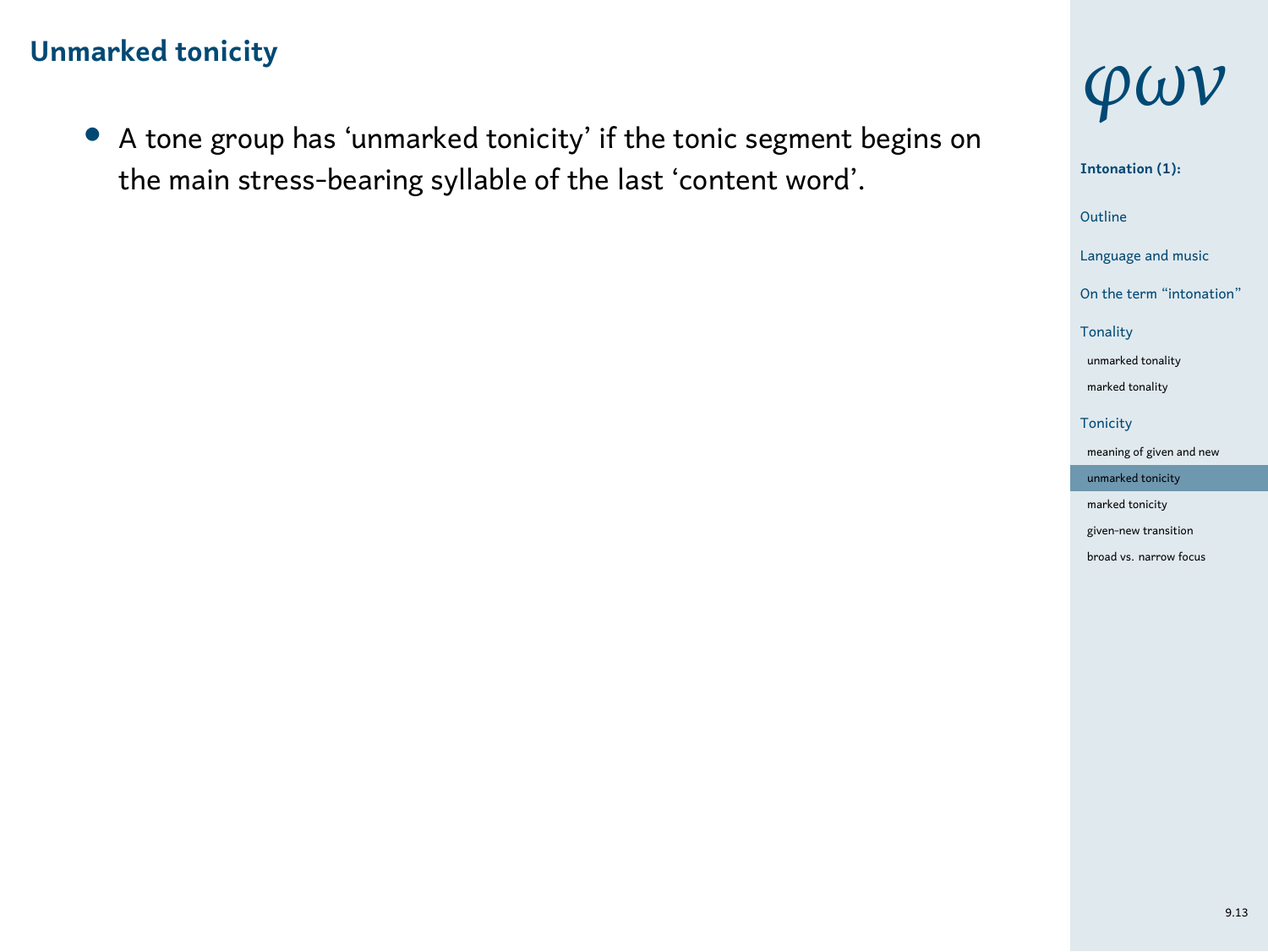## Unmarked tonicity

- A tone group has ‘unmarked tonicity’ if the tonic segment begins on the main stress-bearing syllable of the last ‘content word’.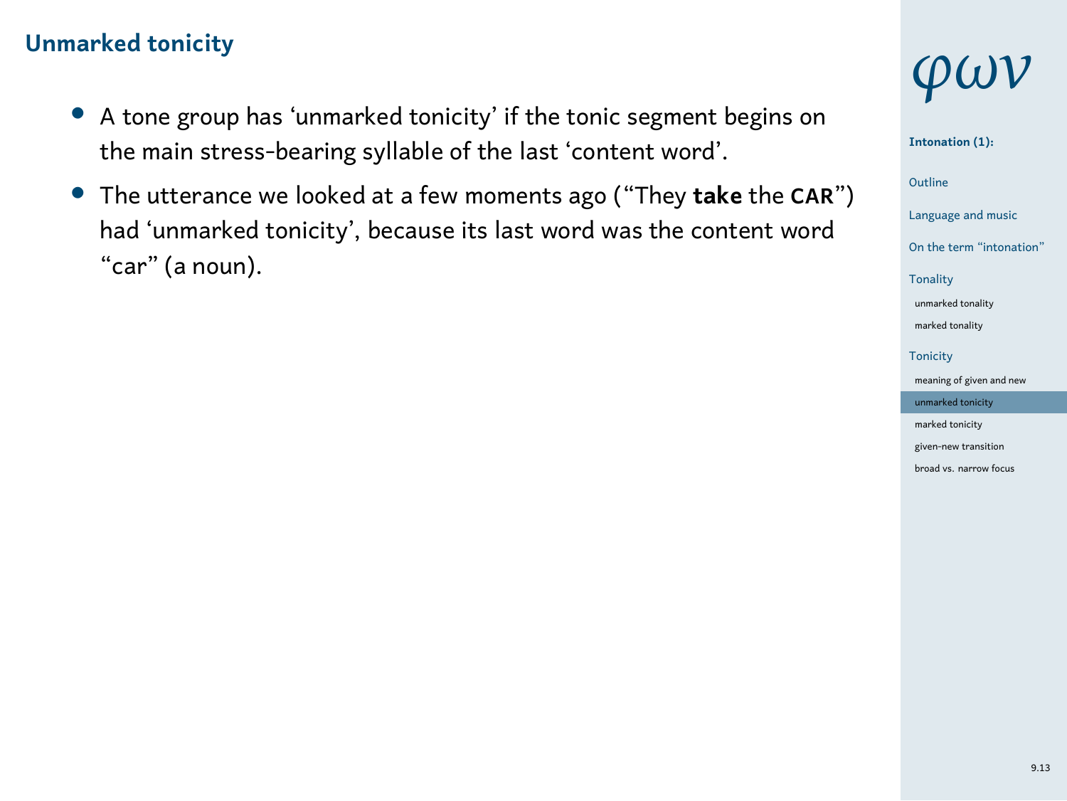## Unmarked tonicity

- A tone group has 'unmarked tonicity' if the tonic segment begins on the main stress-bearing syllable of the last 'content word'.
- The utterance we looked at a few moments ago ("They **take** the **CAR**") had 'unmarked tonicity', because its last word was the content word "car" (a noun).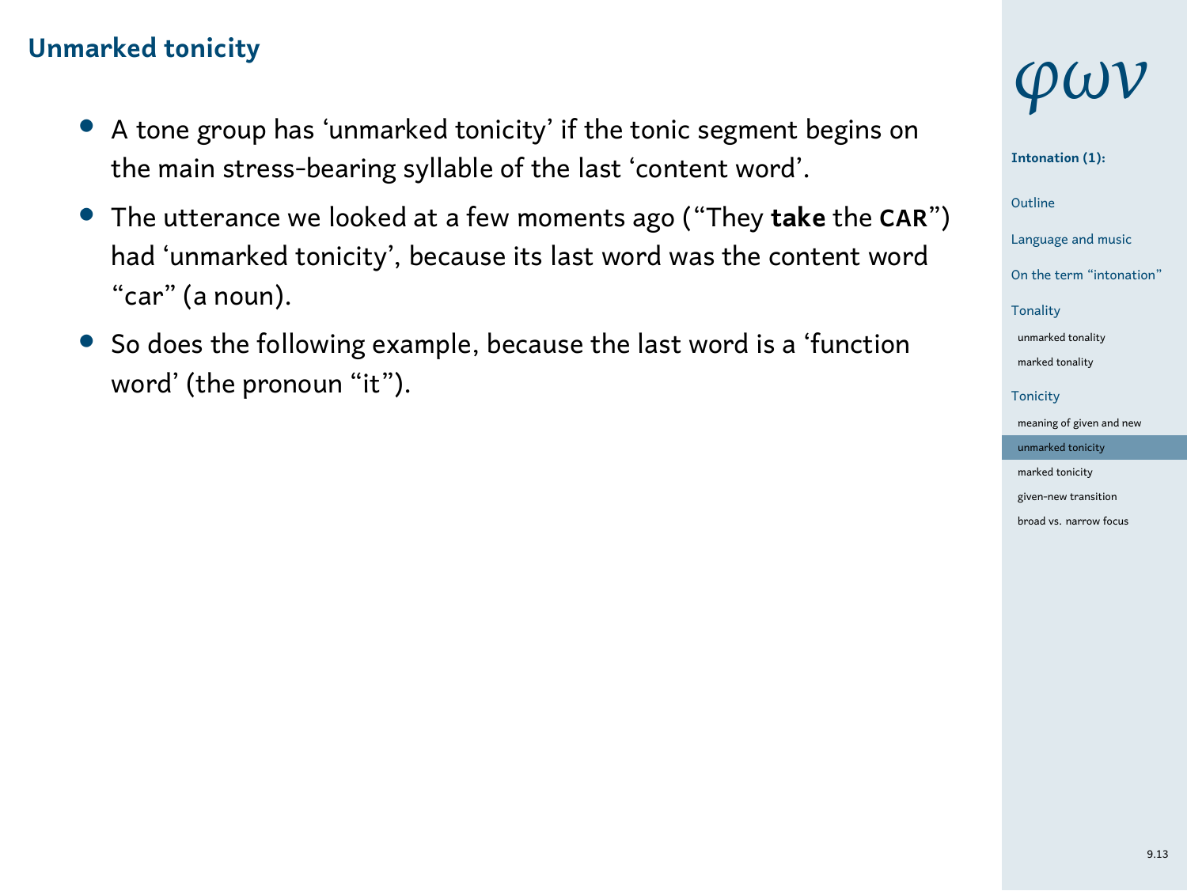## Unmarked tonicity

- A tone group has 'unmarked tonicity' if the tonic segment begins on the main stress-bearing syllable of the last 'content word'.
- The utterance we looked at a few moments ago ("They **take** the **CAR**") had 'unmarked tonicity', because its last word was the content word "car" (a noun).
- So does the following example, because the last word is a 'function word' (the pronoun "it").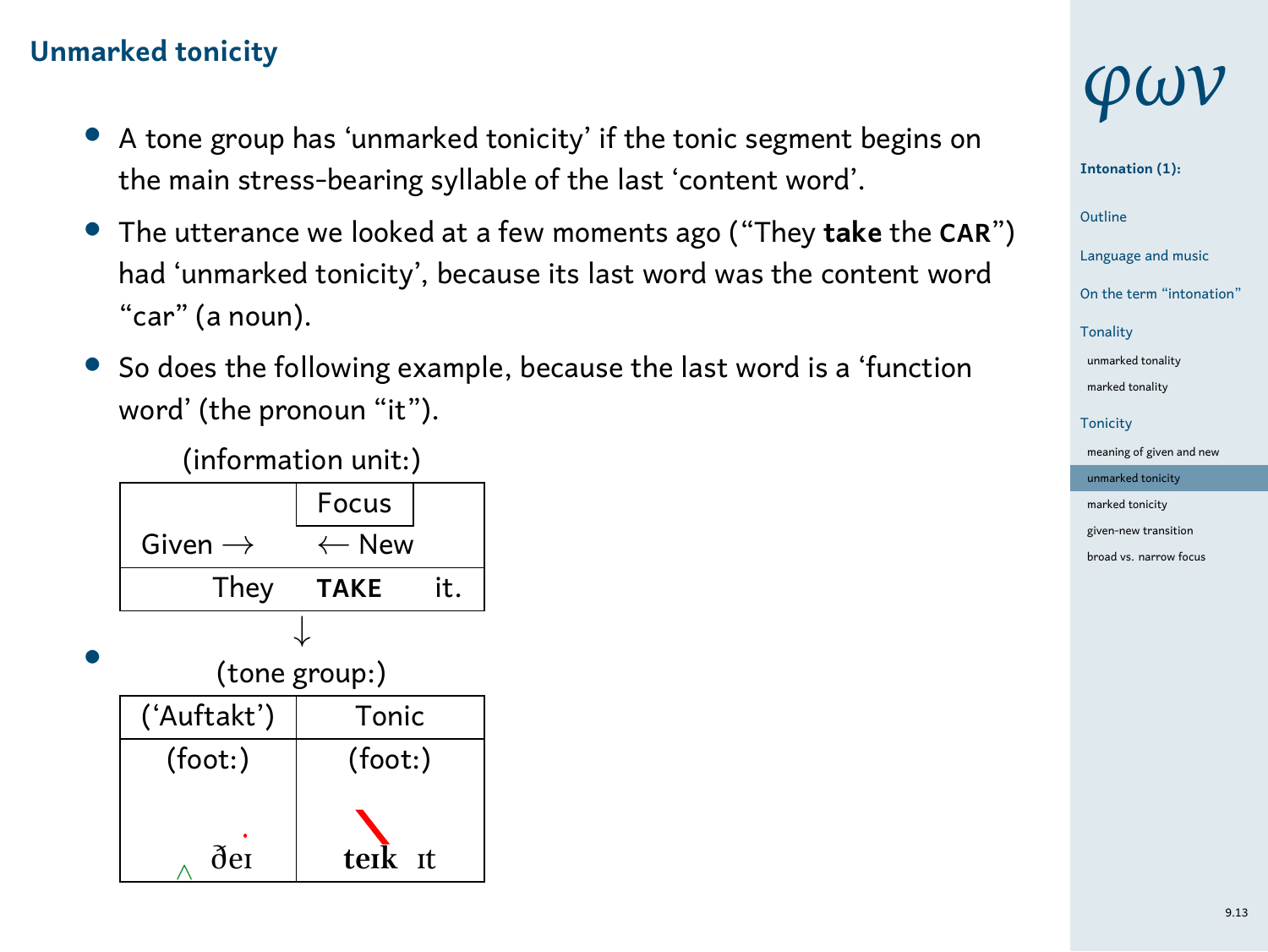## Unmarked tonicity

- A tone group has ‘unmarked tonicity’ if the tonic segment begins on the main stress-bearing syllable of the last ‘content word’.
- The utterance we looked at a few moments ago (“They **take** the **CAR**”) had ‘unmarked tonicity’, because its last word was the content word “car” (a noun).
- So does the following example, because the last word is a ‘function word’ (the pronoun “it”).

(information unit:)

| | Focus | |
|---|---|---|
| Given → | ← New | |
| They | **TAKE** | it. |

↓

(tone group:)

| (‘Auftakt’) | Tonic |
|---|---|
| (foot:) | (foot:) |
| ‸ ðeɪ | **teɪk** ɪt |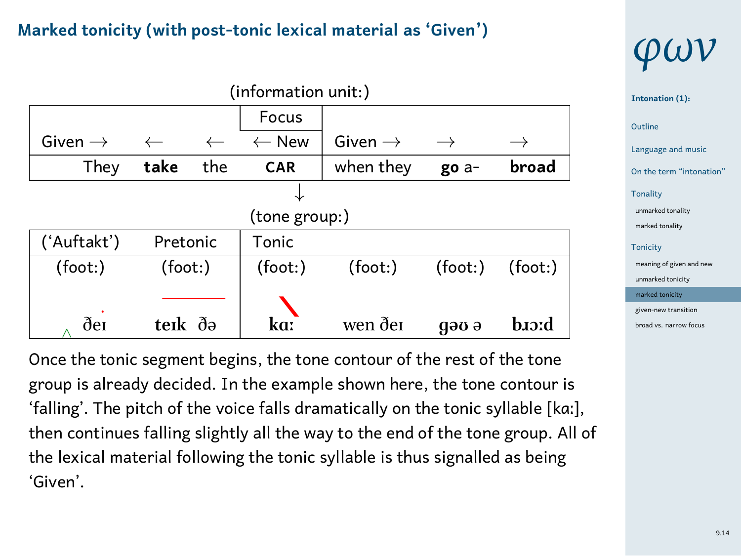## Marked tonicity (with post-tonic lexical material as 'Given')

(information unit:)

| | | | Focus | | | |
|---|---|---|---|---|---|---|
| Given → | ← | ← | ← New | Given → | → | → |
| They | **take** | the | **CAR** | when they | **go** a- | **broad** |

↓

(tone group:)

| ('Auftakt') | Pretonic | | Tonic | | | |
|---|---|---|---|---|---|---|
| (foot:) | (foot:) | | (foot:) | (foot:) | (foot:) | (foot:) |
| ∧ ðeɪ | **teɪk** | ðə | **kɑː** | wen ðeɪ | **gəʊ** ə | **bɹɔːd** |

Once the tonic segment begins, the tone contour of the rest of the tone group is already decided. In the example shown here, the tone contour is 'falling'. The pitch of the voice falls dramatically on the tonic syllable [kɑː], then continues falling slightly all the way to the end of the tone group. All of the lexical material following the tonic syllable is thus signalled as being 'Given'.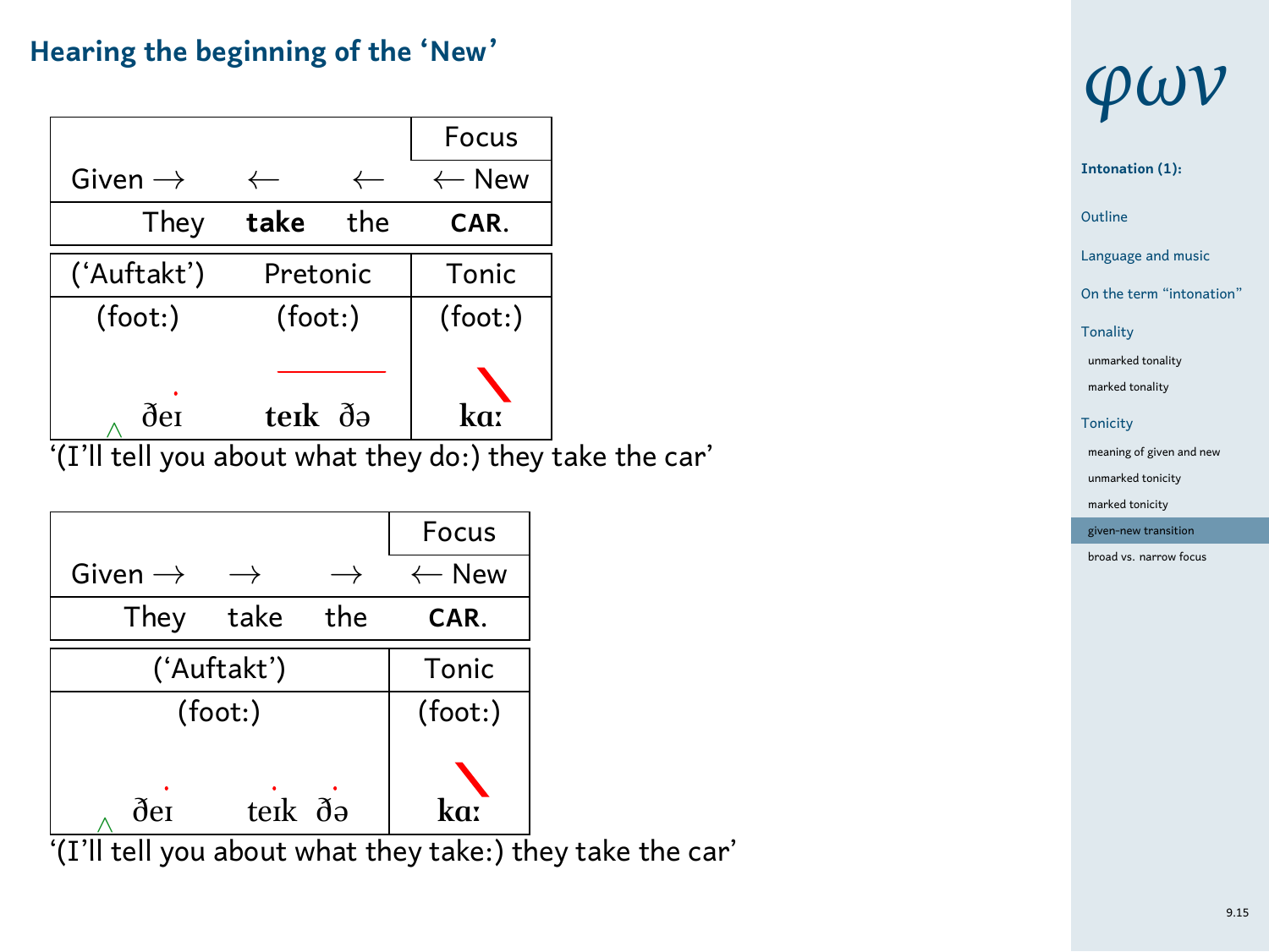## Hearing the beginning of the 'New'

| | | | Focus |
|---|---|---|---|
| Given → | ← | ← | ← New |
| They | **take** | the | **CAR**. |
| ('Auftakt') | Pretonic | | Tonic |
| (foot:) | (foot:) | | (foot:) |
| ‸ ðeɪ | **teɪk** | ðə | **kɑː** |

'(I'll tell you about what they do:) they take the car'

| | | | Focus |
|---|---|---|---|
| Given → | → | → | ← New |
| They | take | the | **CAR**. |
| ('Auftakt') | | | Tonic |
| (foot:) | | | (foot:) |
| ‸ ðeɪ | teɪk | ðə | **kɑː** |

'(I'll tell you about what they take:) they take the car'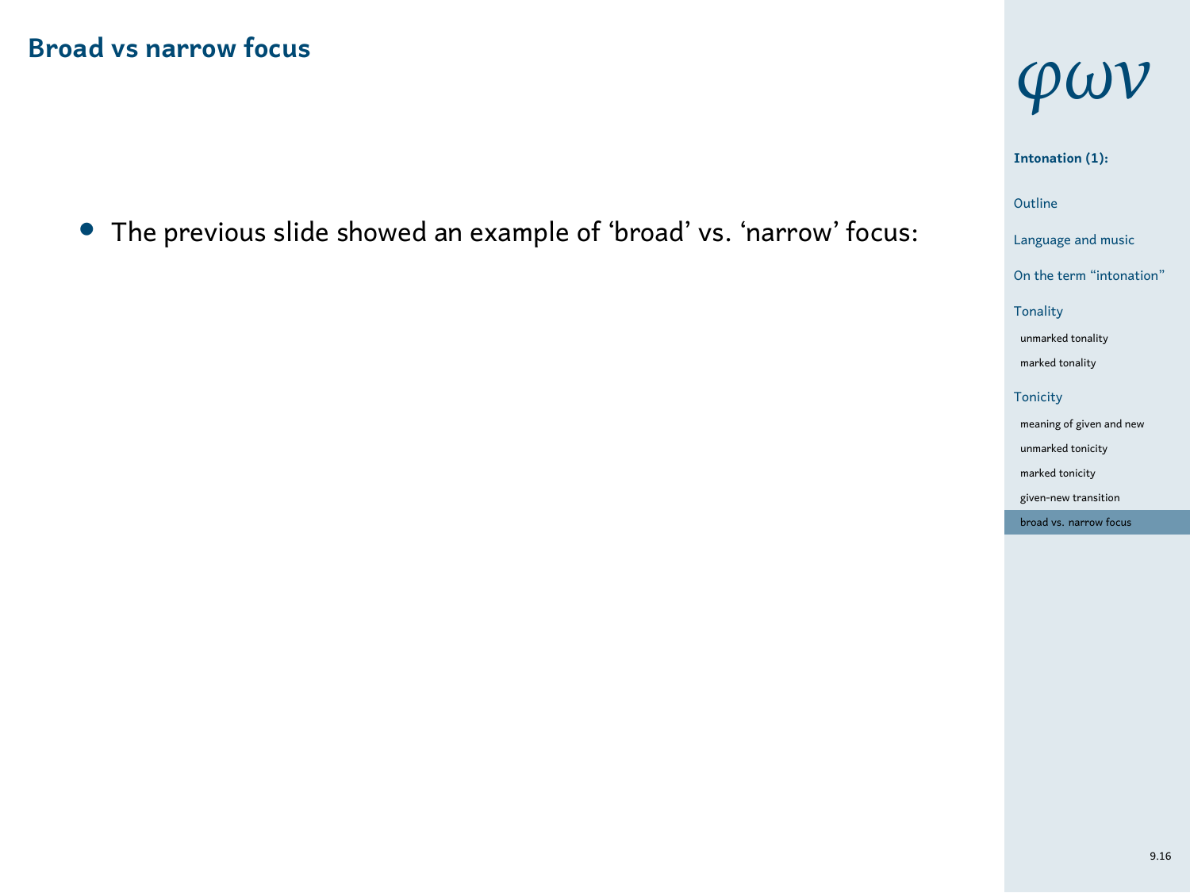## Broad vs narrow focus

- The previous slide showed an example of 'broad' vs. 'narrow' focus: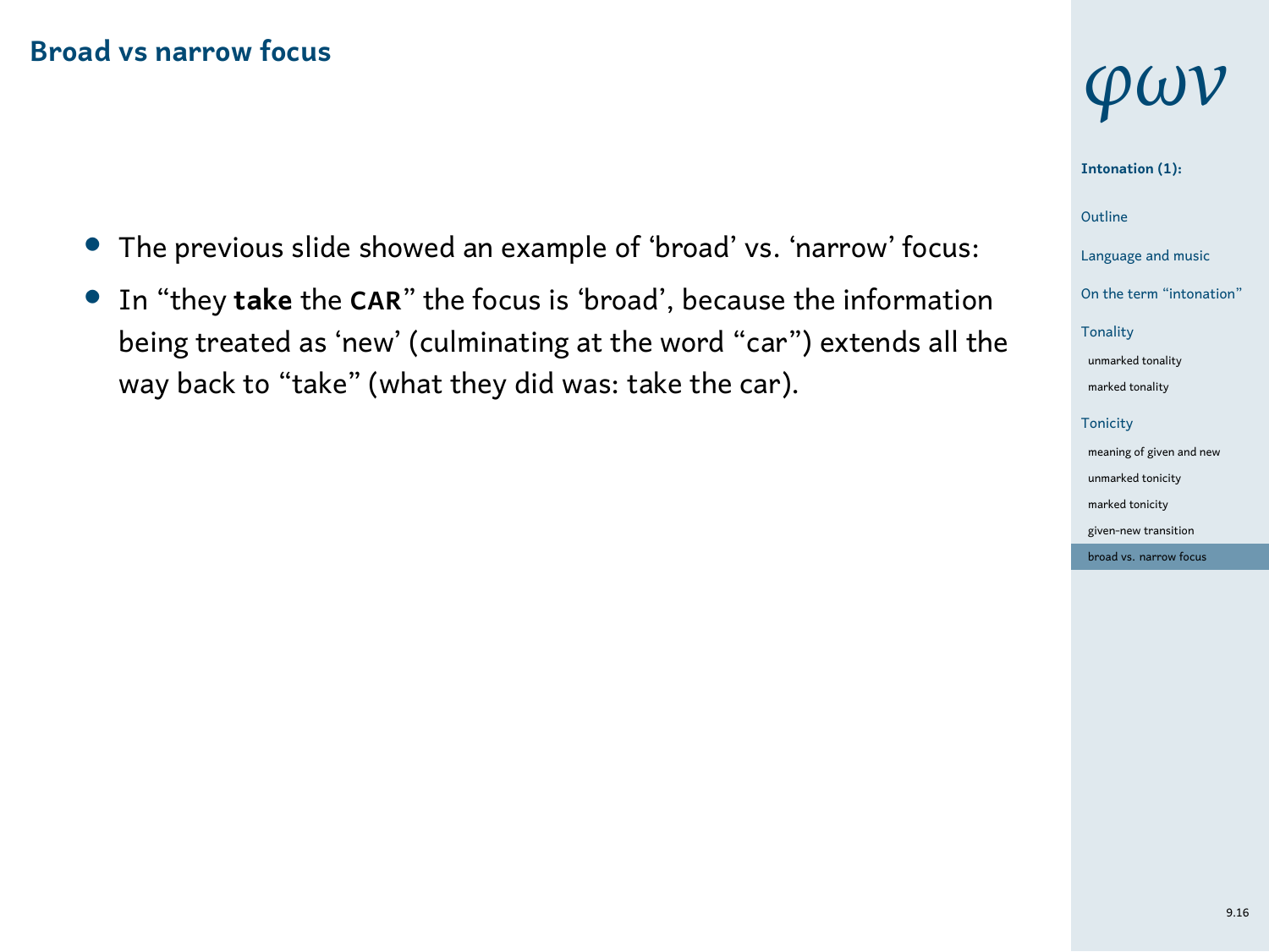## Broad vs narrow focus

- The previous slide showed an example of 'broad' vs. 'narrow' focus:
- In "they **take** the **CAR**" the focus is 'broad', because the information being treated as 'new' (culminating at the word "car") extends all the way back to "take" (what they did was: take the car).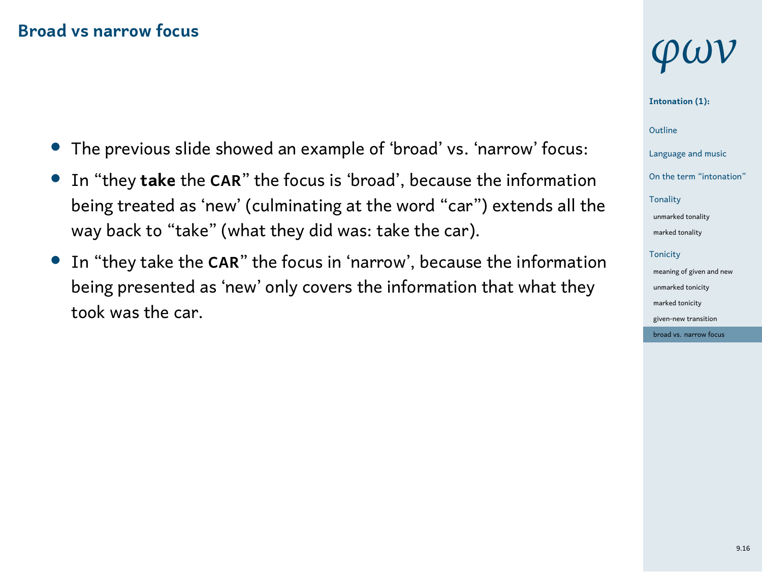## Broad vs narrow focus

- The previous slide showed an example of 'broad' vs. 'narrow' focus:
- In "they **take** the **CAR**" the focus is 'broad', because the information being treated as 'new' (culminating at the word "car") extends all the way back to "take" (what they did was: take the car).
- In "they take the **CAR**" the focus in 'narrow', because the information being presented as 'new' only covers the information that what they took was the car.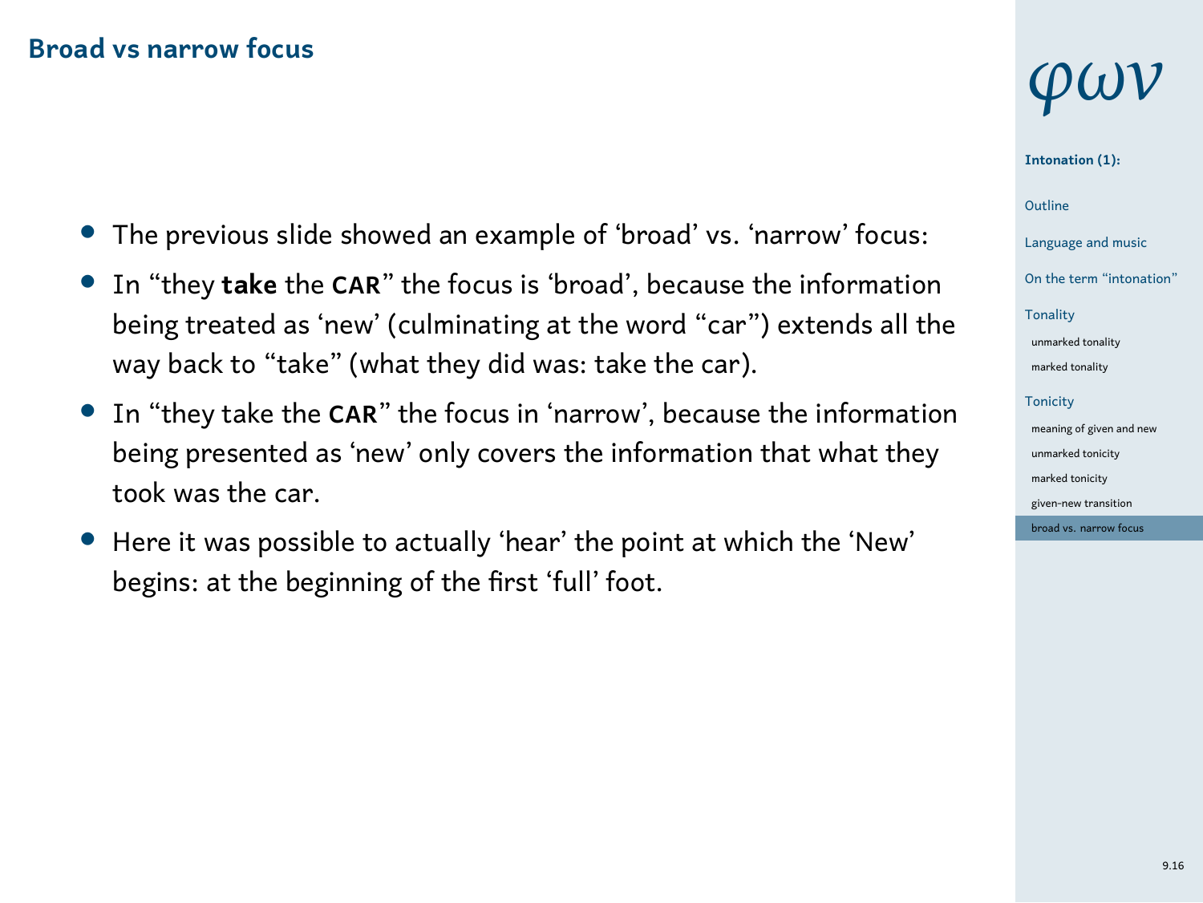## Broad vs narrow focus

- The previous slide showed an example of 'broad' vs. 'narrow' focus:
- In "they **take** the **CAR**" the focus is 'broad', because the information being treated as 'new' (culminating at the word "car") extends all the way back to "take" (what they did was: take the car).
- In "they take the **CAR**" the focus in 'narrow', because the information being presented as 'new' only covers the information that what they took was the car.
- Here it was possible to actually 'hear' the point at which the 'New' begins: at the beginning of the first 'full' foot.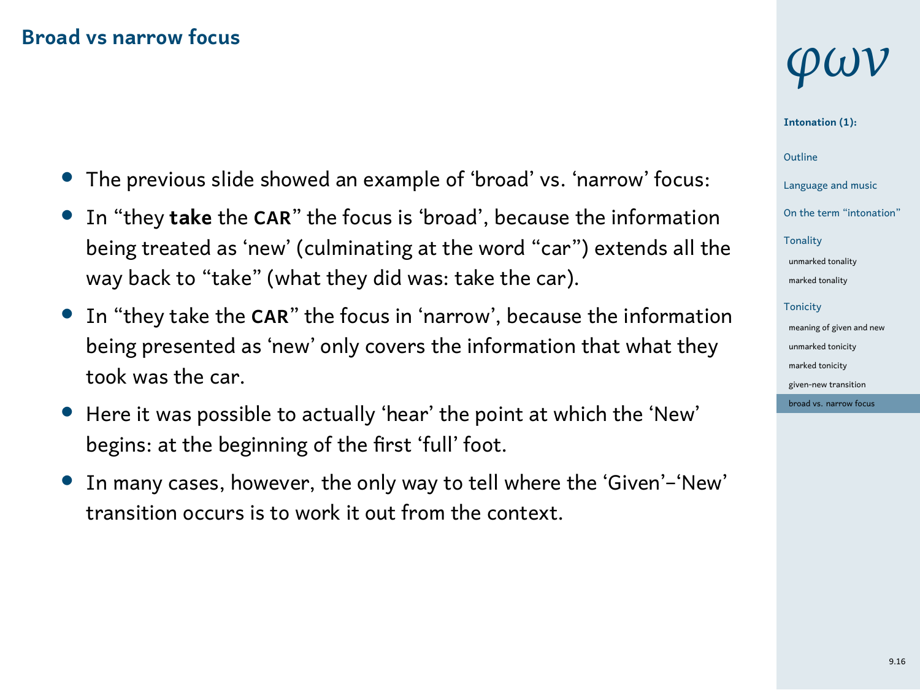## Broad vs narrow focus

- The previous slide showed an example of ‘broad’ vs. ‘narrow’ focus:
- In “they **take** the **CAR**” the focus is ‘broad’, because the information being treated as ‘new’ (culminating at the word “car”) extends all the way back to “take” (what they did was: take the car).
- In “they take the **CAR**” the focus in ‘narrow’, because the information being presented as ‘new’ only covers the information that what they took was the car.
- Here it was possible to actually ‘hear’ the point at which the ‘New’ begins: at the beginning of the first ‘full’ foot.
- In many cases, however, the only way to tell where the ‘Given’–‘New’ transition occurs is to work it out from the context.